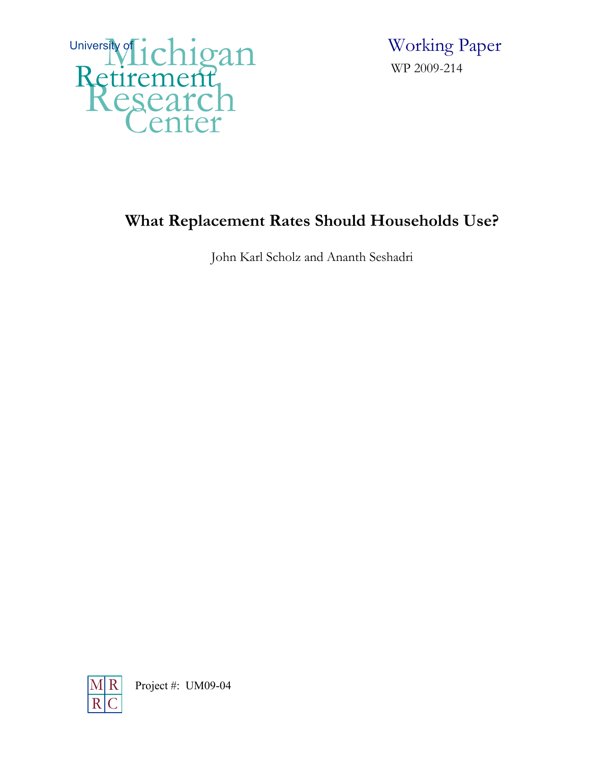University of Michigan Retirement Research Center

Working Paper

WP 2009-214

# What Replacement Rates Should Households Use?

John Karl Scholz and Ananth Seshadri

MRRC

Project #: UM09-04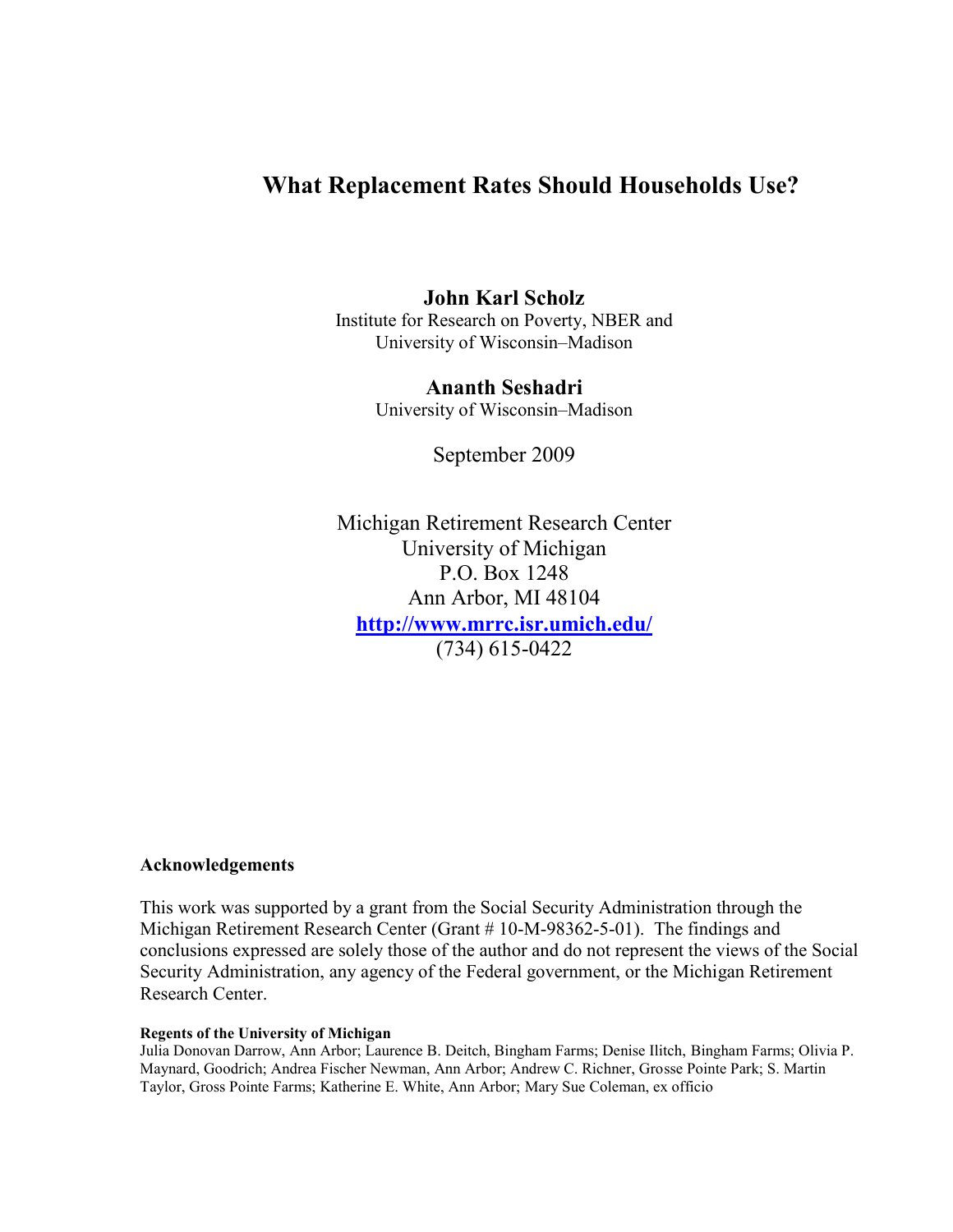# What Replacement Rates Should Households Use?

**John Karl Scholz**
Institute for Research on Poverty, NBER and
University of Wisconsin–Madison

**Ananth Seshadri**
University of Wisconsin–Madison

September 2009

Michigan Retirement Research Center
University of Michigan
P.O. Box 1248
Ann Arbor, MI 48104
[http://www.mrrc.isr.umich.edu/](http://www.mrrc.isr.umich.edu/)
(734) 615-0422

**Acknowledgements**

This work was supported by a grant from the Social Security Administration through the Michigan Retirement Research Center (Grant # 10-M-98362-5-01). The findings and conclusions expressed are solely those of the author and do not represent the views of the Social Security Administration, any agency of the Federal government, or the Michigan Retirement Research Center.

**Regents of the University of Michigan**
Julia Donovan Darrow, Ann Arbor; Laurence B. Deitch, Bingham Farms; Denise Ilitch, Bingham Farms; Olivia P. Maynard, Goodrich; Andrea Fischer Newman, Ann Arbor; Andrew C. Richner, Grosse Pointe Park; S. Martin Taylor, Gross Pointe Farms; Katherine E. White, Ann Arbor; Mary Sue Coleman, ex officio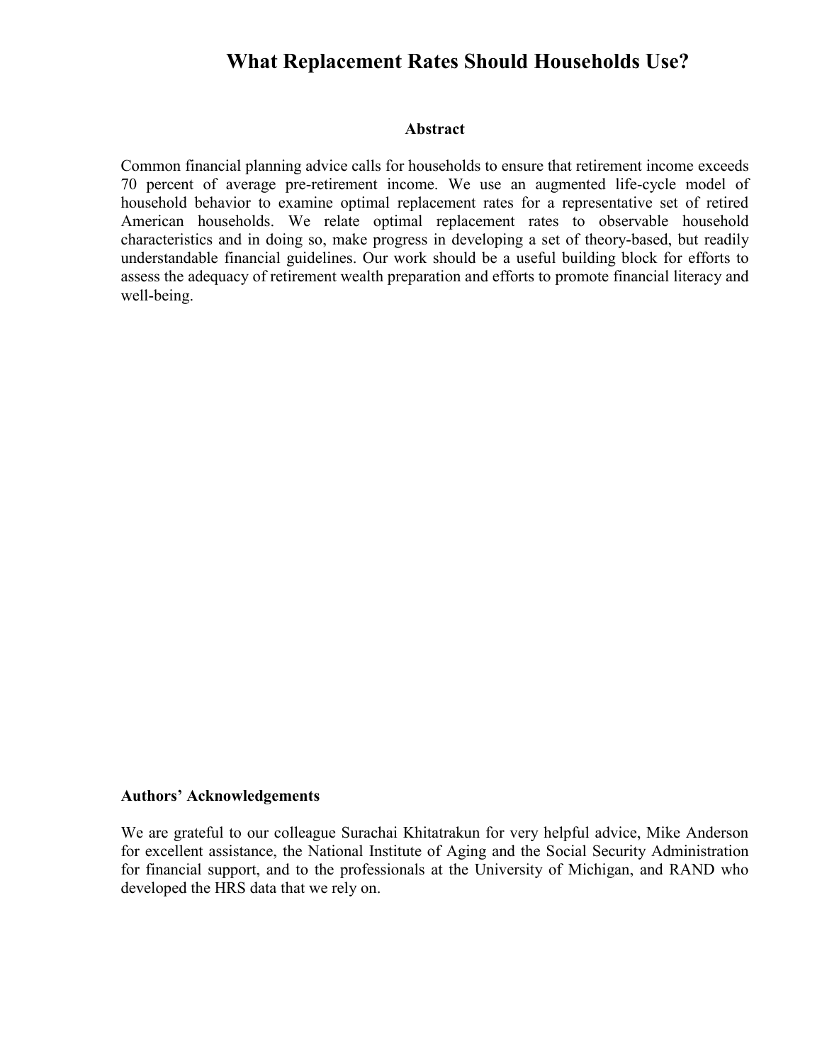# What Replacement Rates Should Households Use?

**Abstract**

Common financial planning advice calls for households to ensure that retirement income exceeds 70 percent of average pre-retirement income. We use an augmented life-cycle model of household behavior to examine optimal replacement rates for a representative set of retired American households. We relate optimal replacement rates to observable household characteristics and in doing so, make progress in developing a set of theory-based, but readily understandable financial guidelines. Our work should be a useful building block for efforts to assess the adequacy of retirement wealth preparation and efforts to promote financial literacy and well-being.

**Authors' Acknowledgements**

We are grateful to our colleague Surachai Khitatrakun for very helpful advice, Mike Anderson for excellent assistance, the National Institute of Aging and the Social Security Administration for financial support, and to the professionals at the University of Michigan, and RAND who developed the HRS data that we rely on.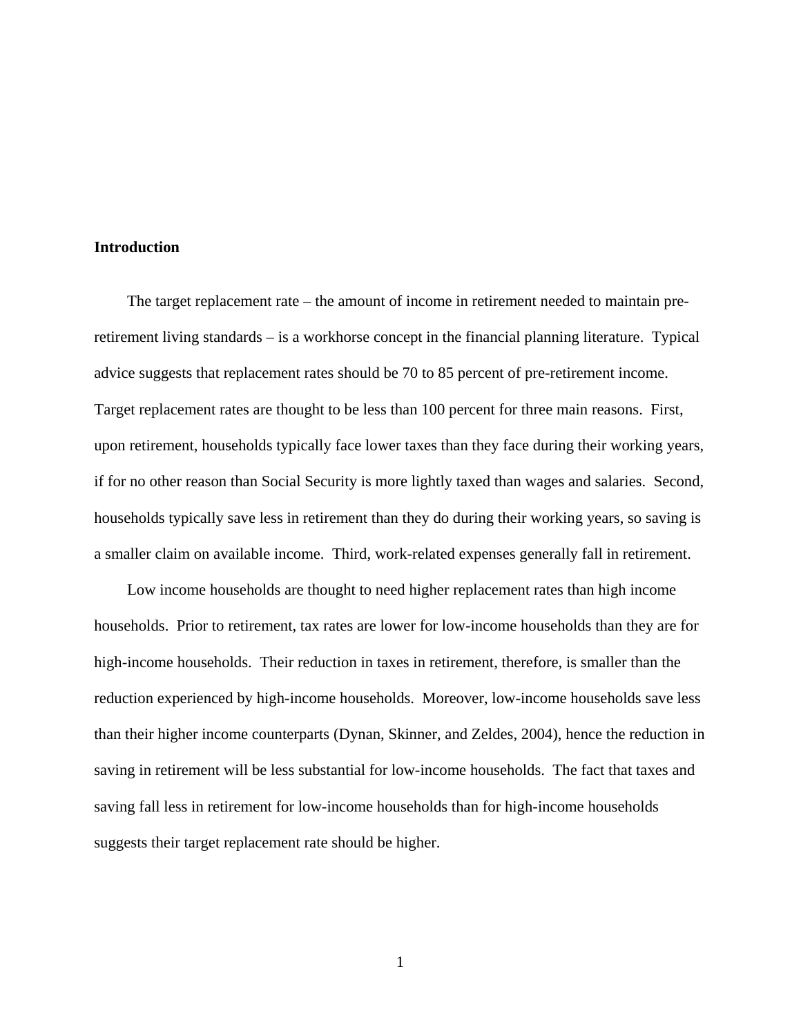## Introduction

The target replacement rate – the amount of income in retirement needed to maintain pre-retirement living standards – is a workhorse concept in the financial planning literature. Typical advice suggests that replacement rates should be 70 to 85 percent of pre-retirement income. Target replacement rates are thought to be less than 100 percent for three main reasons. First, upon retirement, households typically face lower taxes than they face during their working years, if for no other reason than Social Security is more lightly taxed than wages and salaries. Second, households typically save less in retirement than they do during their working years, so saving is a smaller claim on available income. Third, work-related expenses generally fall in retirement.

Low income households are thought to need higher replacement rates than high income households. Prior to retirement, tax rates are lower for low-income households than they are for high-income households. Their reduction in taxes in retirement, therefore, is smaller than the reduction experienced by high-income households. Moreover, low-income households save less than their higher income counterparts (Dynan, Skinner, and Zeldes, 2004), hence the reduction in saving in retirement will be less substantial for low-income households. The fact that taxes and saving fall less in retirement for low-income households than for high-income households suggests their target replacement rate should be higher.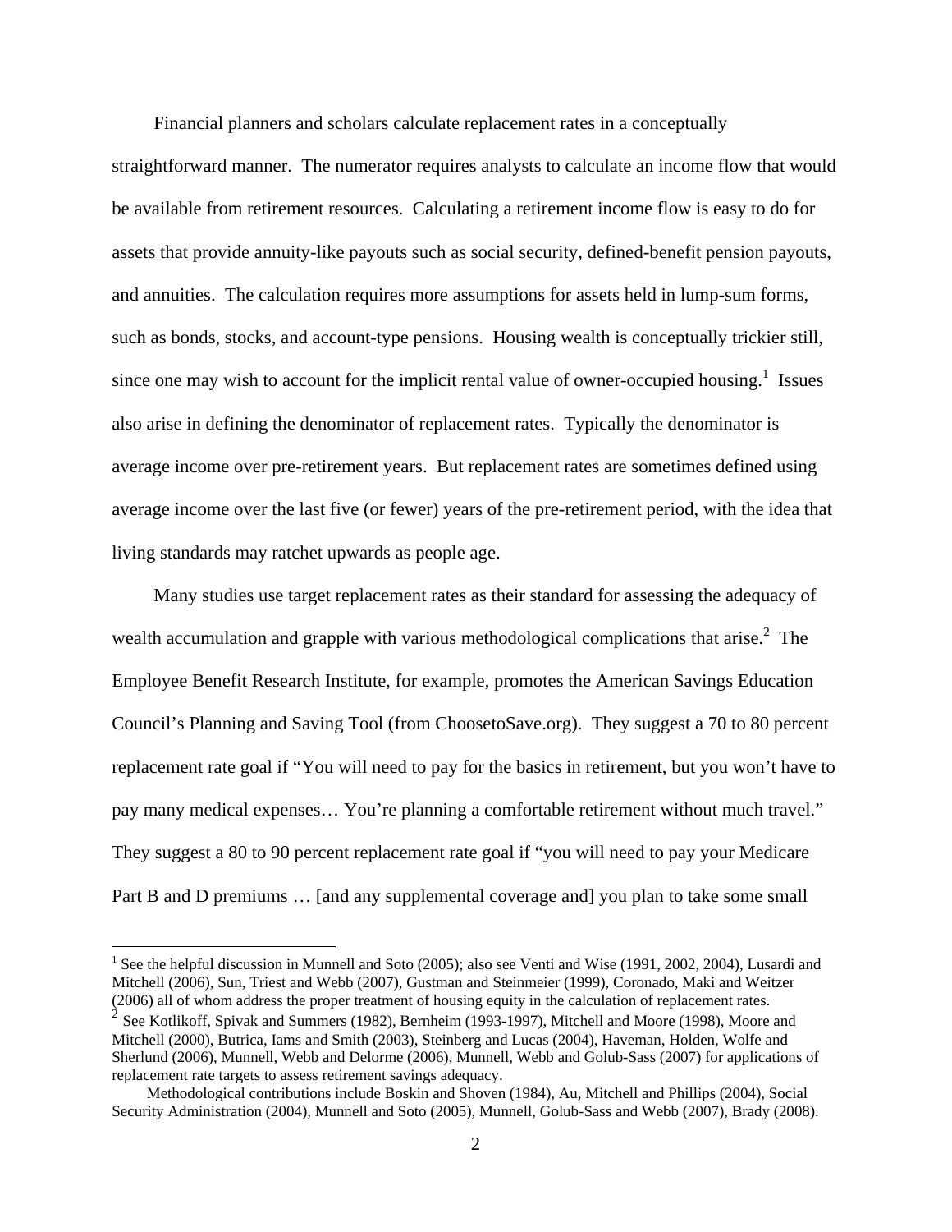Financial planners and scholars calculate replacement rates in a conceptually straightforward manner. The numerator requires analysts to calculate an income flow that would be available from retirement resources. Calculating a retirement income flow is easy to do for assets that provide annuity-like payouts such as social security, defined-benefit pension payouts, and annuities. The calculation requires more assumptions for assets held in lump-sum forms, such as bonds, stocks, and account-type pensions. Housing wealth is conceptually trickier still, since one may wish to account for the implicit rental value of owner-occupied housing.[1] Issues also arise in defining the denominator of replacement rates. Typically the denominator is average income over pre-retirement years. But replacement rates are sometimes defined using average income over the last five (or fewer) years of the pre-retirement period, with the idea that living standards may ratchet upwards as people age.

Many studies use target replacement rates as their standard for assessing the adequacy of wealth accumulation and grapple with various methodological complications that arise.[2] The Employee Benefit Research Institute, for example, promotes the American Savings Education Council's Planning and Saving Tool (from ChoosetoSave.org). They suggest a 70 to 80 percent replacement rate goal if "You will need to pay for the basics in retirement, but you won't have to pay many medical expenses… You're planning a comfortable retirement without much travel." They suggest a 80 to 90 percent replacement rate goal if "you will need to pay your Medicare Part B and D premiums … [and any supplemental coverage and] you plan to take some small

---

[1] See the helpful discussion in Munnell and Soto (2005); also see Venti and Wise (1991, 2002, 2004), Lusardi and Mitchell (2006), Sun, Triest and Webb (2007), Gustman and Steinmeier (1999), Coronado, Maki and Weitzer (2006) all of whom address the proper treatment of housing equity in the calculation of replacement rates.

[2] See Kotlikoff, Spivak and Summers (1982), Bernheim (1993-1997), Mitchell and Moore (1998), Moore and Mitchell (2000), Butrica, Iams and Smith (2003), Steinberg and Lucas (2004), Haveman, Holden, Wolfe and Sherlund (2006), Munnell, Webb and Delorme (2006), Munnell, Webb and Golub-Sass (2007) for applications of replacement rate targets to assess retirement savings adequacy.

Methodological contributions include Boskin and Shoven (1984), Au, Mitchell and Phillips (2004), Social Security Administration (2004), Munnell and Soto (2005), Munnell, Golub-Sass and Webb (2007), Brady (2008).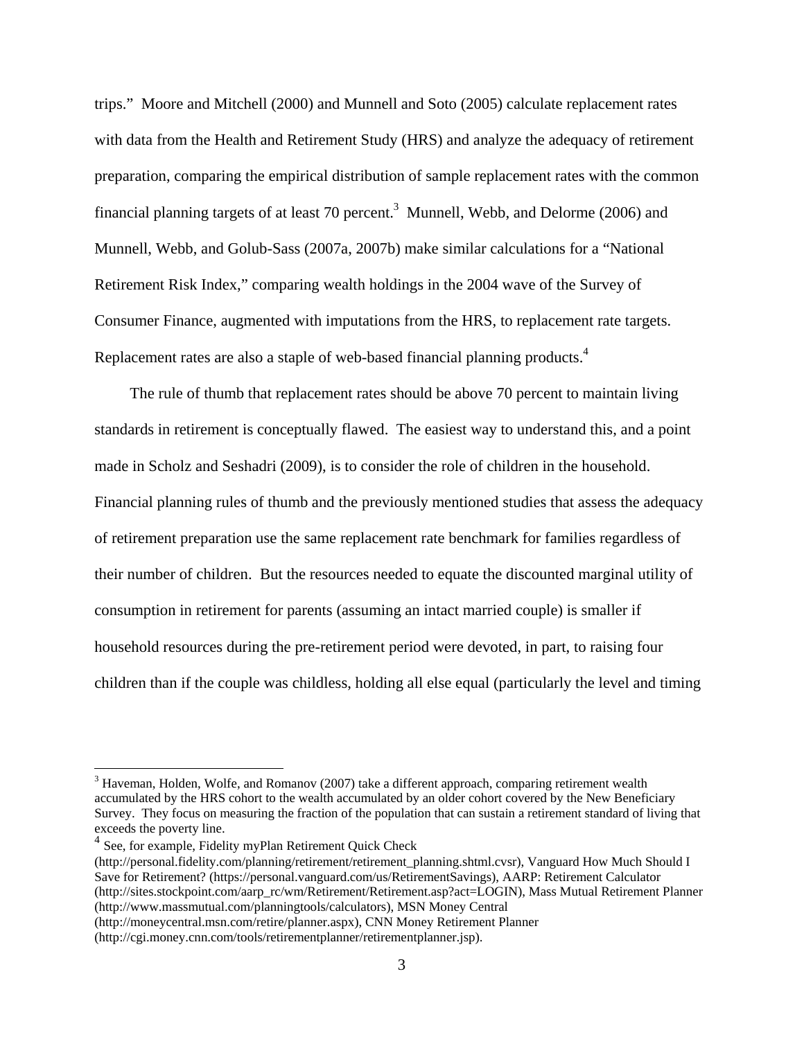trips." Moore and Mitchell (2000) and Munnell and Soto (2005) calculate replacement rates with data from the Health and Retirement Study (HRS) and analyze the adequacy of retirement preparation, comparing the empirical distribution of sample replacement rates with the common financial planning targets of at least 70 percent.[3] Munnell, Webb, and Delorme (2006) and Munnell, Webb, and Golub-Sass (2007a, 2007b) make similar calculations for a "National Retirement Risk Index," comparing wealth holdings in the 2004 wave of the Survey of Consumer Finance, augmented with imputations from the HRS, to replacement rate targets. Replacement rates are also a staple of web-based financial planning products.[4]

The rule of thumb that replacement rates should be above 70 percent to maintain living standards in retirement is conceptually flawed. The easiest way to understand this, and a point made in Scholz and Seshadri (2009), is to consider the role of children in the household. Financial planning rules of thumb and the previously mentioned studies that assess the adequacy of retirement preparation use the same replacement rate benchmark for families regardless of their number of children. But the resources needed to equate the discounted marginal utility of consumption in retirement for parents (assuming an intact married couple) is smaller if household resources during the pre-retirement period were devoted, in part, to raising four children than if the couple was childless, holding all else equal (particularly the level and timing

---

[3] Haveman, Holden, Wolfe, and Romanov (2007) take a different approach, comparing retirement wealth accumulated by the HRS cohort to the wealth accumulated by an older cohort covered by the New Beneficiary Survey. They focus on measuring the fraction of the population that can sustain a retirement standard of living that exceeds the poverty line.

[4] See, for example, Fidelity myPlan Retirement Quick Check (http://personal.fidelity.com/planning/retirement/retirement_planning.shtml.cvsr), Vanguard How Much Should I Save for Retirement? (https://personal.vanguard.com/us/RetirementSavings), AARP: Retirement Calculator (http://sites.stockpoint.com/aarp_rc/wm/Retirement/Retirement.asp?act=LOGIN), Mass Mutual Retirement Planner (http://www.massmutual.com/planningtools/calculators), MSN Money Central (http://moneycentral.msn.com/retire/planner.aspx), CNN Money Retirement Planner (http://cgi.money.cnn.com/tools/retirementplanner/retirementplanner.jsp).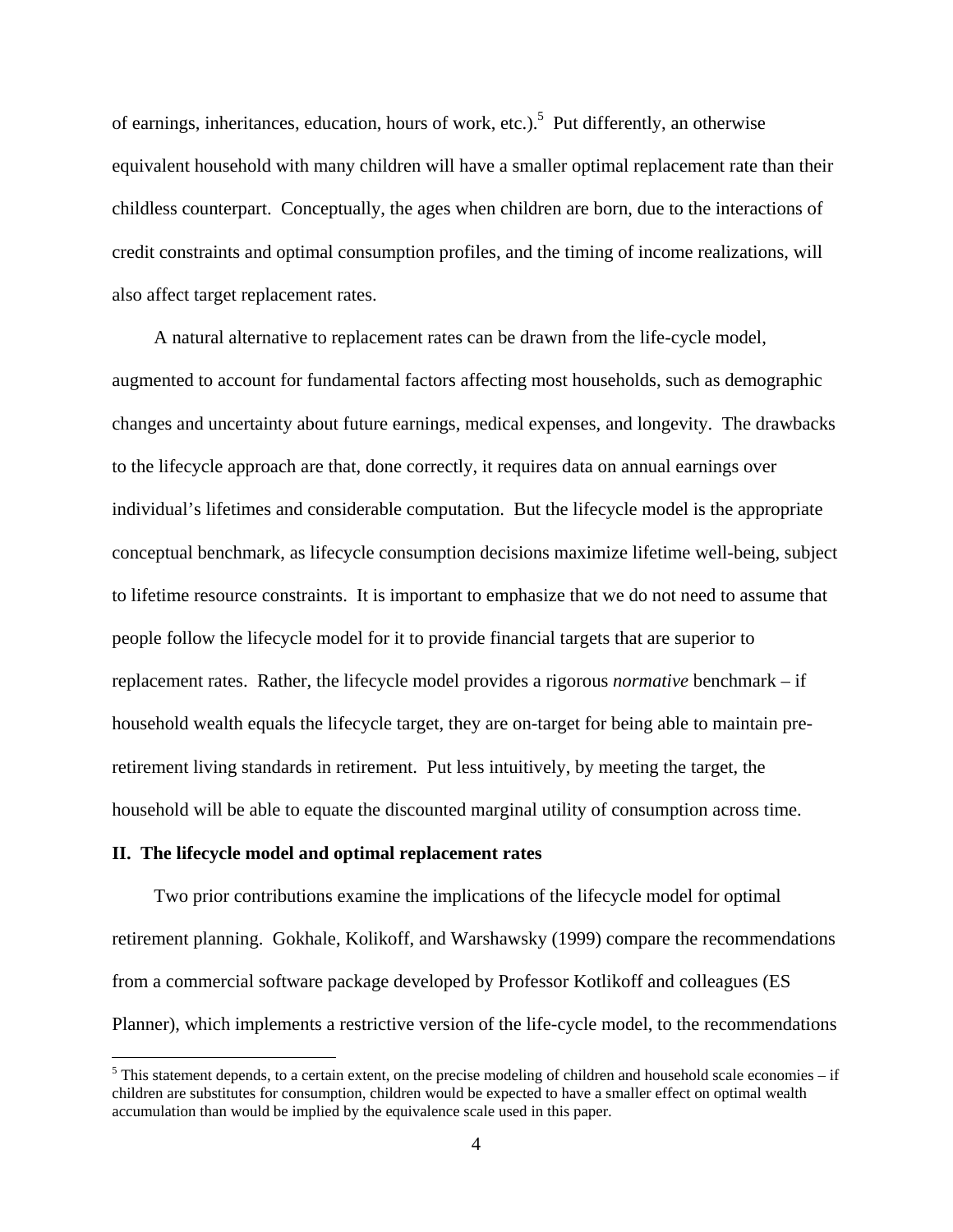of earnings, inheritances, education, hours of work, etc.).[5] Put differently, an otherwise equivalent household with many children will have a smaller optimal replacement rate than their childless counterpart. Conceptually, the ages when children are born, due to the interactions of credit constraints and optimal consumption profiles, and the timing of income realizations, will also affect target replacement rates.

A natural alternative to replacement rates can be drawn from the life-cycle model, augmented to account for fundamental factors affecting most households, such as demographic changes and uncertainty about future earnings, medical expenses, and longevity. The drawbacks to the lifecycle approach are that, done correctly, it requires data on annual earnings over individual's lifetimes and considerable computation. But the lifecycle model is the appropriate conceptual benchmark, as lifecycle consumption decisions maximize lifetime well-being, subject to lifetime resource constraints. It is important to emphasize that we do not need to assume that people follow the lifecycle model for it to provide financial targets that are superior to replacement rates. Rather, the lifecycle model provides a rigorous *normative* benchmark – if household wealth equals the lifecycle target, they are on-target for being able to maintain pre-retirement living standards in retirement. Put less intuitively, by meeting the target, the household will be able to equate the discounted marginal utility of consumption across time.

## II. The lifecycle model and optimal replacement rates

Two prior contributions examine the implications of the lifecycle model for optimal retirement planning. Gokhale, Kolikoff, and Warshawsky (1999) compare the recommendations from a commercial software package developed by Professor Kotlikoff and colleagues (ES Planner), which implements a restrictive version of the life-cycle model, to the recommendations

[5] This statement depends, to a certain extent, on the precise modeling of children and household scale economies – if children are substitutes for consumption, children would be expected to have a smaller effect on optimal wealth accumulation than would be implied by the equivalence scale used in this paper.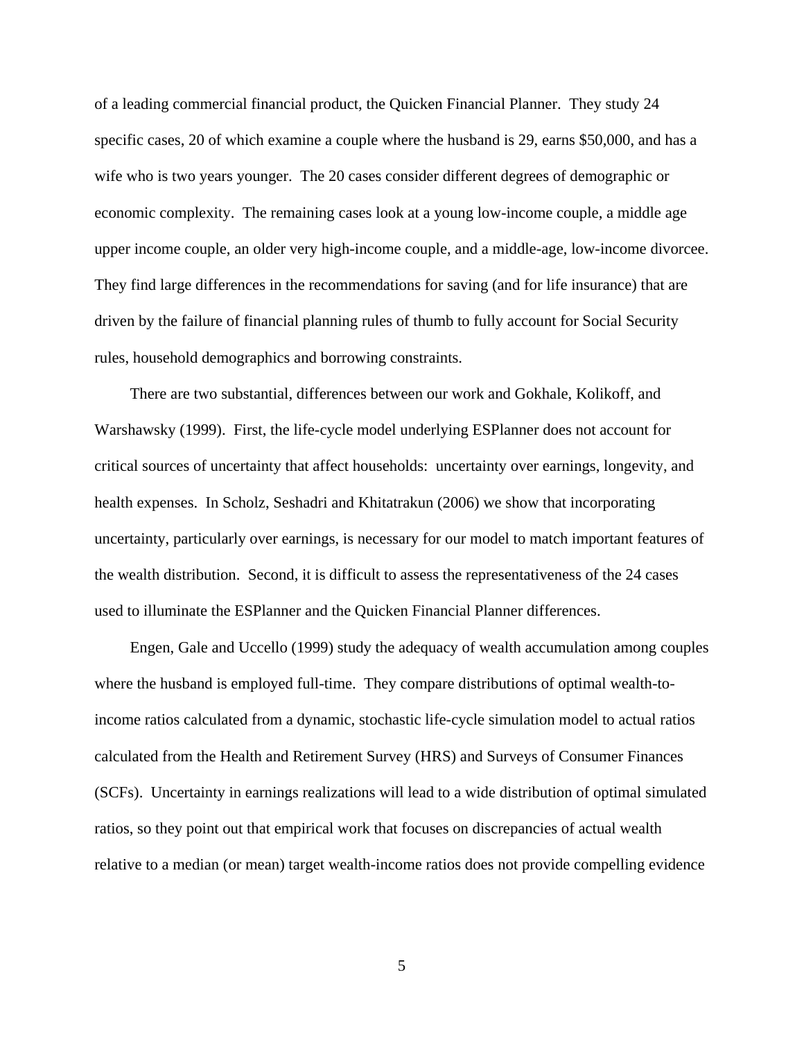of a leading commercial financial product, the Quicken Financial Planner. They study 24 specific cases, 20 of which examine a couple where the husband is 29, earns $50,000, and has a wife who is two years younger. The 20 cases consider different degrees of demographic or economic complexity. The remaining cases look at a young low-income couple, a middle age upper income couple, an older very high-income couple, and a middle-age, low-income divorcee. They find large differences in the recommendations for saving (and for life insurance) that are driven by the failure of financial planning rules of thumb to fully account for Social Security rules, household demographics and borrowing constraints.

There are two substantial, differences between our work and Gokhale, Kolikoff, and Warshawsky (1999). First, the life-cycle model underlying ESPlanner does not account for critical sources of uncertainty that affect households: uncertainty over earnings, longevity, and health expenses. In Scholz, Seshadri and Khitatrakun (2006) we show that incorporating uncertainty, particularly over earnings, is necessary for our model to match important features of the wealth distribution. Second, it is difficult to assess the representativeness of the 24 cases used to illuminate the ESPlanner and the Quicken Financial Planner differences.

Engen, Gale and Uccello (1999) study the adequacy of wealth accumulation among couples where the husband is employed full-time. They compare distributions of optimal wealth-to-income ratios calculated from a dynamic, stochastic life-cycle simulation model to actual ratios calculated from the Health and Retirement Survey (HRS) and Surveys of Consumer Finances (SCFs). Uncertainty in earnings realizations will lead to a wide distribution of optimal simulated ratios, so they point out that empirical work that focuses on discrepancies of actual wealth relative to a median (or mean) target wealth-income ratios does not provide compelling evidence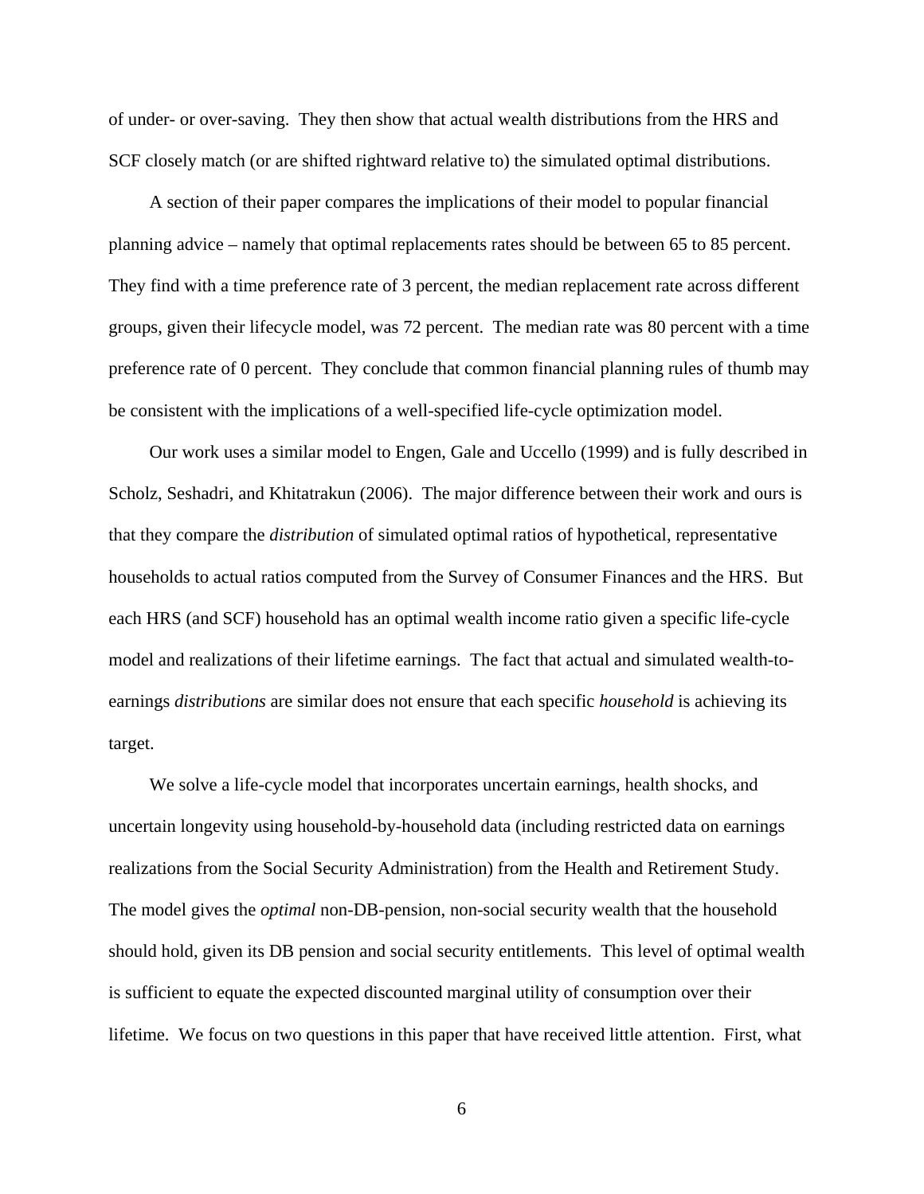of under- or over-saving. They then show that actual wealth distributions from the HRS and SCF closely match (or are shifted rightward relative to) the simulated optimal distributions.

A section of their paper compares the implications of their model to popular financial planning advice – namely that optimal replacements rates should be between 65 to 85 percent. They find with a time preference rate of 3 percent, the median replacement rate across different groups, given their lifecycle model, was 72 percent. The median rate was 80 percent with a time preference rate of 0 percent. They conclude that common financial planning rules of thumb may be consistent with the implications of a well-specified life-cycle optimization model.

Our work uses a similar model to Engen, Gale and Uccello (1999) and is fully described in Scholz, Seshadri, and Khitatrakun (2006). The major difference between their work and ours is that they compare the *distribution* of simulated optimal ratios of hypothetical, representative households to actual ratios computed from the Survey of Consumer Finances and the HRS. But each HRS (and SCF) household has an optimal wealth income ratio given a specific life-cycle model and realizations of their lifetime earnings. The fact that actual and simulated wealth-to-earnings *distributions* are similar does not ensure that each specific *household* is achieving its target.

We solve a life-cycle model that incorporates uncertain earnings, health shocks, and uncertain longevity using household-by-household data (including restricted data on earnings realizations from the Social Security Administration) from the Health and Retirement Study. The model gives the *optimal* non-DB-pension, non-social security wealth that the household should hold, given its DB pension and social security entitlements. This level of optimal wealth is sufficient to equate the expected discounted marginal utility of consumption over their lifetime. We focus on two questions in this paper that have received little attention. First, what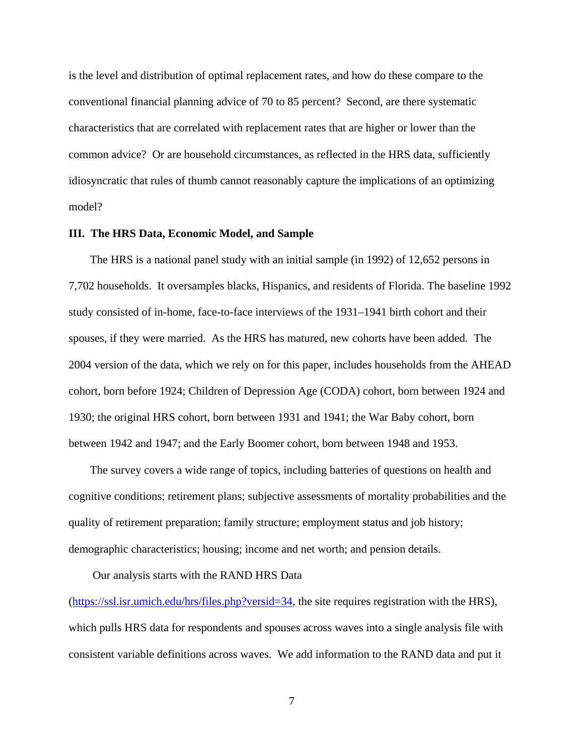is the level and distribution of optimal replacement rates, and how do these compare to the conventional financial planning advice of 70 to 85 percent? Second, are there systematic characteristics that are correlated with replacement rates that are higher or lower than the common advice? Or are household circumstances, as reflected in the HRS data, sufficiently idiosyncratic that rules of thumb cannot reasonably capture the implications of an optimizing model?

## III. The HRS Data, Economic Model, and Sample

The HRS is a national panel study with an initial sample (in 1992) of 12,652 persons in 7,702 households. It oversamples blacks, Hispanics, and residents of Florida. The baseline 1992 study consisted of in-home, face-to-face interviews of the 1931–1941 birth cohort and their spouses, if they were married. As the HRS has matured, new cohorts have been added. The 2004 version of the data, which we rely on for this paper, includes households from the AHEAD cohort, born before 1924; Children of Depression Age (CODA) cohort, born between 1924 and 1930; the original HRS cohort, born between 1931 and 1941; the War Baby cohort, born between 1942 and 1947; and the Early Boomer cohort, born between 1948 and 1953.

The survey covers a wide range of topics, including batteries of questions on health and cognitive conditions; retirement plans; subjective assessments of mortality probabilities and the quality of retirement preparation; family structure; employment status and job history; demographic characteristics; housing; income and net worth; and pension details.

Our analysis starts with the RAND HRS Data (https://ssl.isr.umich.edu/hrs/files.php?versid=34, the site requires registration with the HRS), which pulls HRS data for respondents and spouses across waves into a single analysis file with consistent variable definitions across waves. We add information to the RAND data and put it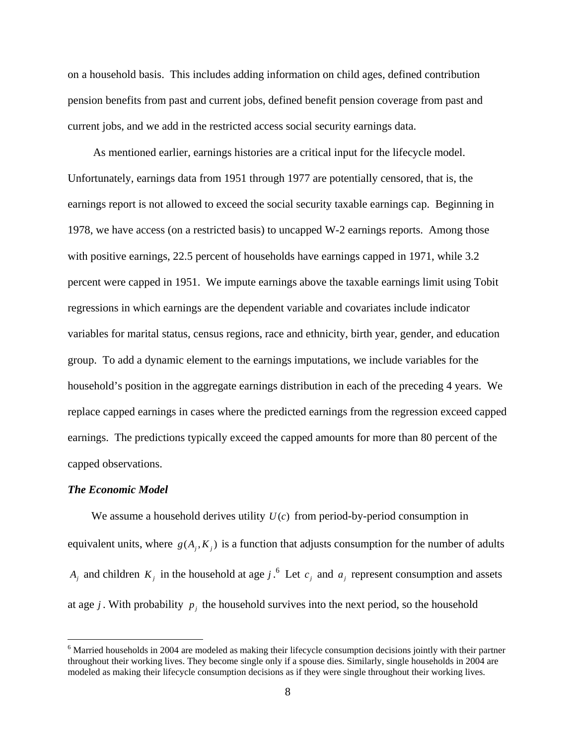on a household basis. This includes adding information on child ages, defined contribution pension benefits from past and current jobs, defined benefit pension coverage from past and current jobs, and we add in the restricted access social security earnings data.

As mentioned earlier, earnings histories are a critical input for the lifecycle model. Unfortunately, earnings data from 1951 through 1977 are potentially censored, that is, the earnings report is not allowed to exceed the social security taxable earnings cap. Beginning in 1978, we have access (on a restricted basis) to uncapped W-2 earnings reports. Among those with positive earnings, 22.5 percent of households have earnings capped in 1971, while 3.2 percent were capped in 1951. We impute earnings above the taxable earnings limit using Tobit regressions in which earnings are the dependent variable and covariates include indicator variables for marital status, census regions, race and ethnicity, birth year, gender, and education group. To add a dynamic element to the earnings imputations, we include variables for the household's position in the aggregate earnings distribution in each of the preceding 4 years. We replace capped earnings in cases where the predicted earnings from the regression exceed capped earnings. The predictions typically exceed the capped amounts for more than 80 percent of the capped observations.

***The Economic Model***

We assume a household derives utility $U(c)$ from period-by-period consumption in equivalent units, where $g(A_j, K_j)$ is a function that adjusts consumption for the number of adults $A_j$ and children $K_j$ in the household at age $j$.[6] Let $c_j$ and $a_j$ represent consumption and assets at age $j$. With probability $p_j$ the household survives into the next period, so the household

[6] Married households in 2004 are modeled as making their lifecycle consumption decisions jointly with their partner throughout their working lives. They become single only if a spouse dies. Similarly, single households in 2004 are modeled as making their lifecycle consumption decisions as if they were single throughout their working lives.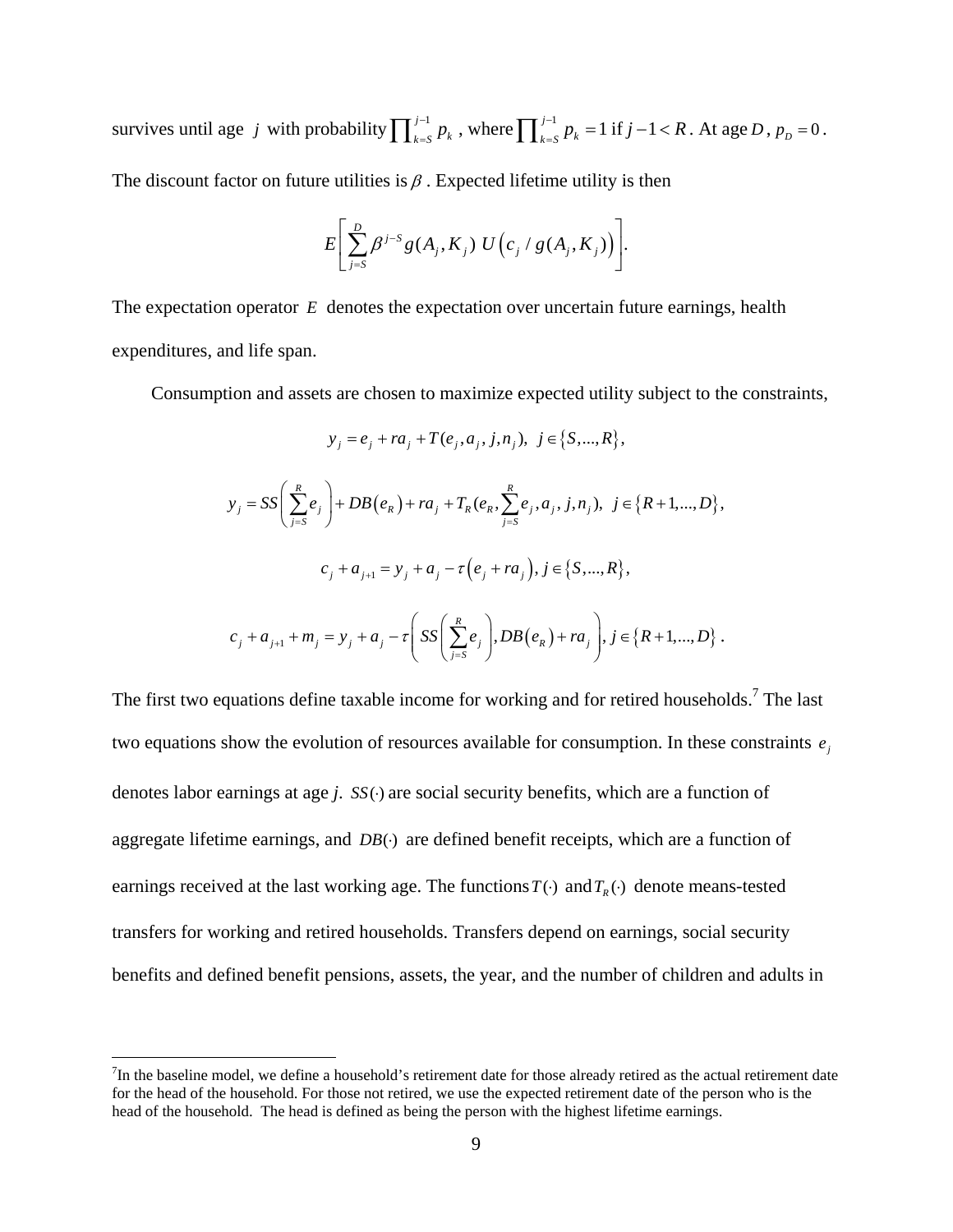survives until age $j$ with probability $\prod_{k=S}^{j-1} p_k$, where $\prod_{k=S}^{j-1} p_k = 1$ if $j-1 < R$. At age $D$, $p_D = 0$. The discount factor on future utilities is $\beta$. Expected lifetime utility is then

$$E\left[\sum_{j=S}^{D} \beta^{j-S} g(A_j, K_j)\ U\left(c_j / g(A_j, K_j)\right)\right].$$

The expectation operator $E$ denotes the expectation over uncertain future earnings, health expenditures, and life span.

Consumption and assets are chosen to maximize expected utility subject to the constraints,

$$y_j = e_j + ra_j + T(e_j, a_j, j, n_j),\ \ j \in \{S, ..., R\},$$

$$y_j = SS\left(\sum_{j=S}^{R} e_j\right) + DB\left(e_R\right) + ra_j + T_R(e_R, \sum_{j=S}^{R} e_j, a_j, j, n_j),\ \ j \in \{R+1, ..., D\},$$

$$c_j + a_{j+1} = y_j + a_j - \tau\left(e_j + ra_j\right), j \in \{S, ..., R\},$$

$$c_j + a_{j+1} + m_j = y_j + a_j - \tau\left(SS\left(\sum_{j=S}^{R} e_j\right), DB\left(e_R\right) + ra_j\right), j \in \{R+1, ..., D\}.$$

The first two equations define taxable income for working and for retired households.[7] The last two equations show the evolution of resources available for consumption. In these constraints $e_j$ denotes labor earnings at age $j$. $SS(\cdot)$ are social security benefits, which are a function of aggregate lifetime earnings, and $DB(\cdot)$ are defined benefit receipts, which are a function of earnings received at the last working age. The functions $T(\cdot)$ and $T_R(\cdot)$ denote means-tested transfers for working and retired households. Transfers depend on earnings, social security benefits and defined benefit pensions, assets, the year, and the number of children and adults in

[7] In the baseline model, we define a household's retirement date for those already retired as the actual retirement date for the head of the household. For those not retired, we use the expected retirement date of the person who is the head of the household. The head is defined as being the person with the highest lifetime earnings.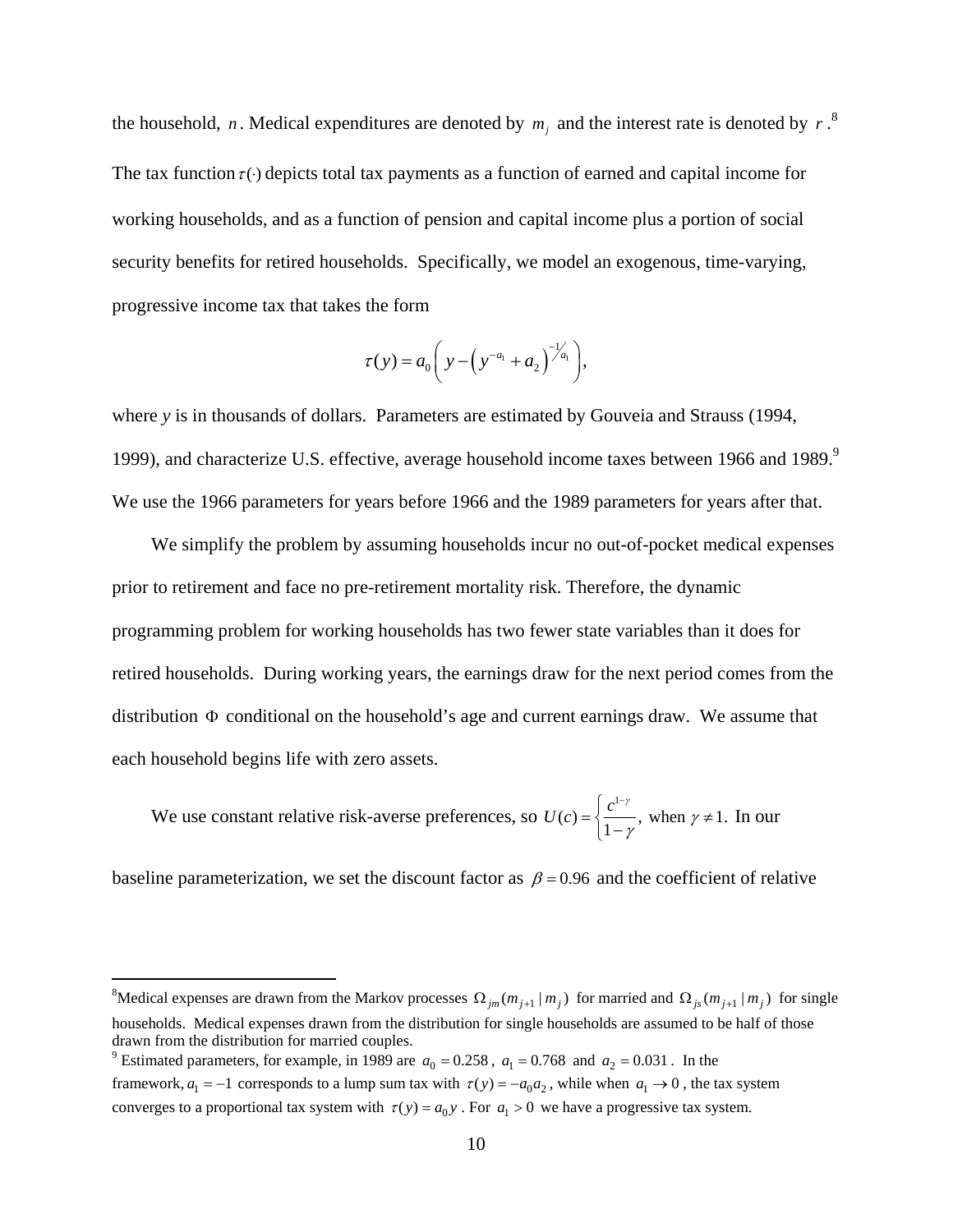the household, $n$. Medical expenditures are denoted by $m_j$ and the interest rate is denoted by $r$.[8] The tax function $\tau(\cdot)$ depicts total tax payments as a function of earned and capital income for working households, and as a function of pension and capital income plus a portion of social security benefits for retired households. Specifically, we model an exogenous, time-varying, progressive income tax that takes the form

$$\tau(y) = a_0\left( y - \left( y^{-a_1} + a_2 \right)^{-1/a_1} \right),$$

where $y$ is in thousands of dollars. Parameters are estimated by Gouveia and Strauss (1994, 1999), and characterize U.S. effective, average household income taxes between 1966 and 1989.[9] We use the 1966 parameters for years before 1966 and the 1989 parameters for years after that.

We simplify the problem by assuming households incur no out-of-pocket medical expenses prior to retirement and face no pre-retirement mortality risk. Therefore, the dynamic programming problem for working households has two fewer state variables than it does for retired households. During working years, the earnings draw for the next period comes from the distribution $\Phi$ conditional on the household's age and current earnings draw. We assume that each household begins life with zero assets.

We use constant relative risk-averse preferences, so $U(c) = \left\{ \dfrac{c^{1-\gamma}}{1-\gamma}, \right.$ when $\gamma \neq 1$. In our baseline parameterization, we set the discount factor as $\beta = 0.96$ and the coefficient of relative

---

[8]Medical expenses are drawn from the Markov processes $\Omega_{jm}(m_{j+1} \mid m_j)$ for married and $\Omega_{js}(m_{j+1} \mid m_j)$ for single households. Medical expenses drawn from the distribution for single households are assumed to be half of those drawn from the distribution for married couples.

[9] Estimated parameters, for example, in 1989 are $a_0 = 0.258$, $a_1 = 0.768$ and $a_2 = 0.031$. In the framework, $a_1 = -1$ corresponds to a lump sum tax with $\tau(y) = -a_0 a_2$, while when $a_1 \to 0$, the tax system converges to a proportional tax system with $\tau(y) = a_0 y$. For $a_1 > 0$ we have a progressive tax system.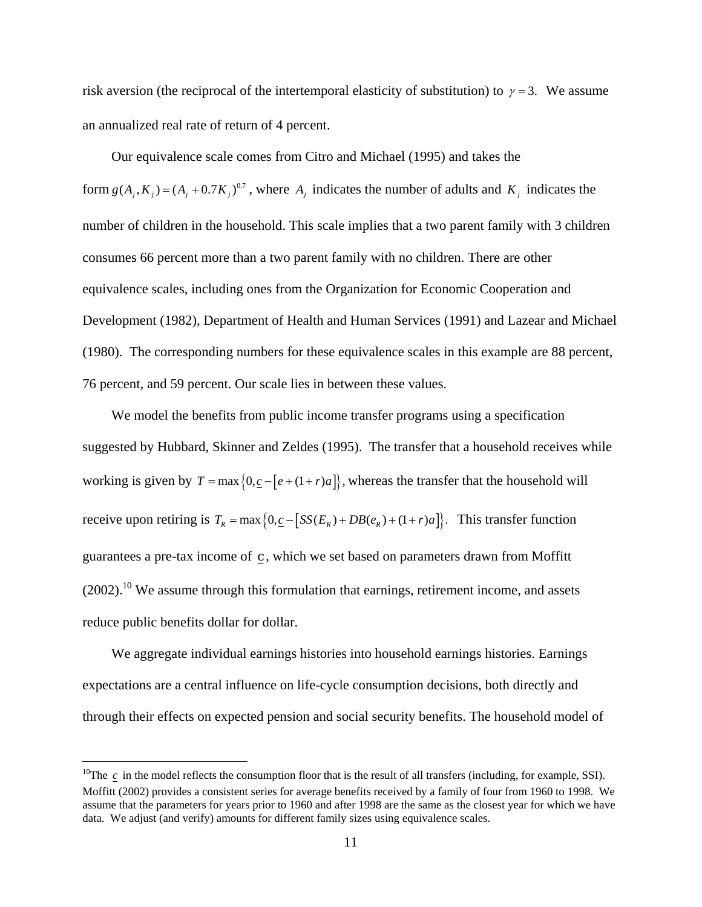risk aversion (the reciprocal of the intertemporal elasticity of substitution) to $\gamma = 3$. We assume an annualized real rate of return of 4 percent.

Our equivalence scale comes from Citro and Michael (1995) and takes the form $g(A_j, K_j) = (A_j + 0.7K_j)^{0.7}$, where $A_j$ indicates the number of adults and $K_j$ indicates the number of children in the household. This scale implies that a two parent family with 3 children consumes 66 percent more than a two parent family with no children. There are other equivalence scales, including ones from the Organization for Economic Cooperation and Development (1982), Department of Health and Human Services (1991) and Lazear and Michael (1980). The corresponding numbers for these equivalence scales in this example are 88 percent, 76 percent, and 59 percent. Our scale lies in between these values.

We model the benefits from public income transfer programs using a specification suggested by Hubbard, Skinner and Zeldes (1995). The transfer that a household receives while working is given by $T = \max\{0, \underline{c} - [e + (1+r)a]\}$, whereas the transfer that the household will receive upon retiring is $T_R = \max\{0, \underline{c} - [SS(E_R) + DB(e_R) + (1+r)a]\}$. This transfer function guarantees a pre-tax income of $\underline{c}$, which we set based on parameters drawn from Moffitt (2002).[10] We assume through this formulation that earnings, retirement income, and assets reduce public benefits dollar for dollar.

We aggregate individual earnings histories into household earnings histories. Earnings expectations are a central influence on life-cycle consumption decisions, both directly and through their effects on expected pension and social security benefits. The household model of

[10]The $\underline{c}$ in the model reflects the consumption floor that is the result of all transfers (including, for example, SSI). Moffitt (2002) provides a consistent series for average benefits received by a family of four from 1960 to 1998. We assume that the parameters for years prior to 1960 and after 1998 are the same as the closest year for which we have data. We adjust (and verify) amounts for different family sizes using equivalence scales.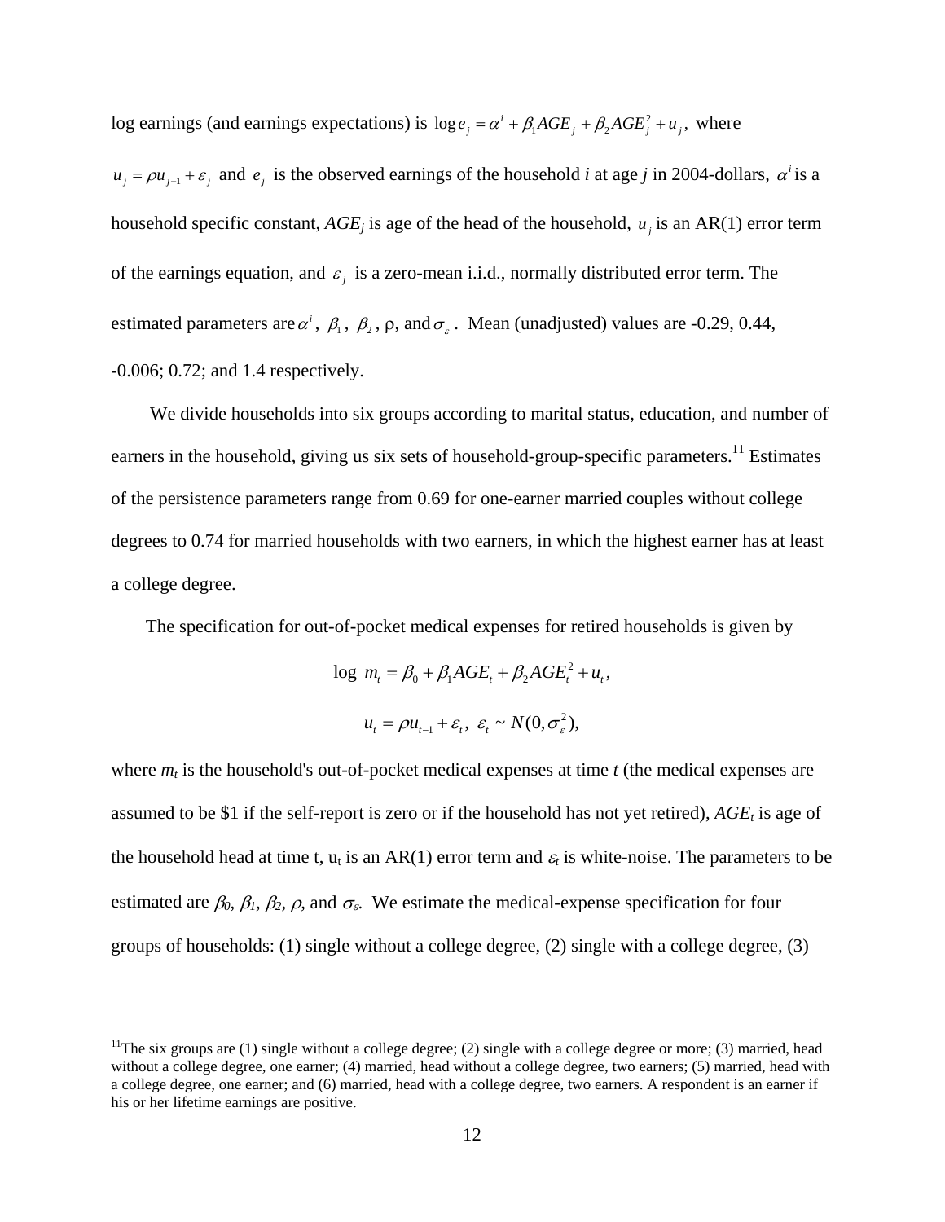log earnings (and earnings expectations) is $\log e_j = \alpha^i + \beta_1 AGE_j + \beta_2 AGE_j^2 + u_j$, where $u_j = \rho u_{j-1} + \varepsilon_j$ and $e_j$ is the observed earnings of the household *i* at age *j* in 2004-dollars, $\alpha^i$ is a household specific constant, $AGE_j$ is age of the head of the household, $u_j$ is an AR(1) error term of the earnings equation, and $\varepsilon_j$ is a zero-mean i.i.d., normally distributed error term. The estimated parameters are $\alpha^i$, $\beta_1$, $\beta_2$, ρ, and $\sigma_\varepsilon$. Mean (unadjusted) values are -0.29, 0.44, -0.006; 0.72; and 1.4 respectively.

We divide households into six groups according to marital status, education, and number of earners in the household, giving us six sets of household-group-specific parameters.[11] Estimates of the persistence parameters range from 0.69 for one-earner married couples without college degrees to 0.74 for married households with two earners, in which the highest earner has at least a college degree.

The specification for out-of-pocket medical expenses for retired households is given by

$$\log\ m_t = \beta_0 + \beta_1 AGE_t + \beta_2 AGE_t^2 + u_t,$$

$$u_t = \rho u_{t-1} + \varepsilon_t,\ \ \varepsilon_t \sim N(0, \sigma_\varepsilon^2),$$

where $m_t$ is the household's out-of-pocket medical expenses at time *t* (the medical expenses are assumed to be \$1 if the self-report is zero or if the household has not yet retired), $AGE_t$ is age of the household head at time t, $u_t$ is an AR(1) error term and $\varepsilon_t$ is white-noise. The parameters to be estimated are $\beta_0$, $\beta_1$, $\beta_2$, $\rho$, and $\sigma_\varepsilon$. We estimate the medical-expense specification for four groups of households: (1) single without a college degree, (2) single with a college degree, (3)

[11] The six groups are (1) single without a college degree; (2) single with a college degree or more; (3) married, head without a college degree, one earner; (4) married, head without a college degree, two earners; (5) married, head with a college degree, one earner; and (6) married, head with a college degree, two earners. A respondent is an earner if his or her lifetime earnings are positive.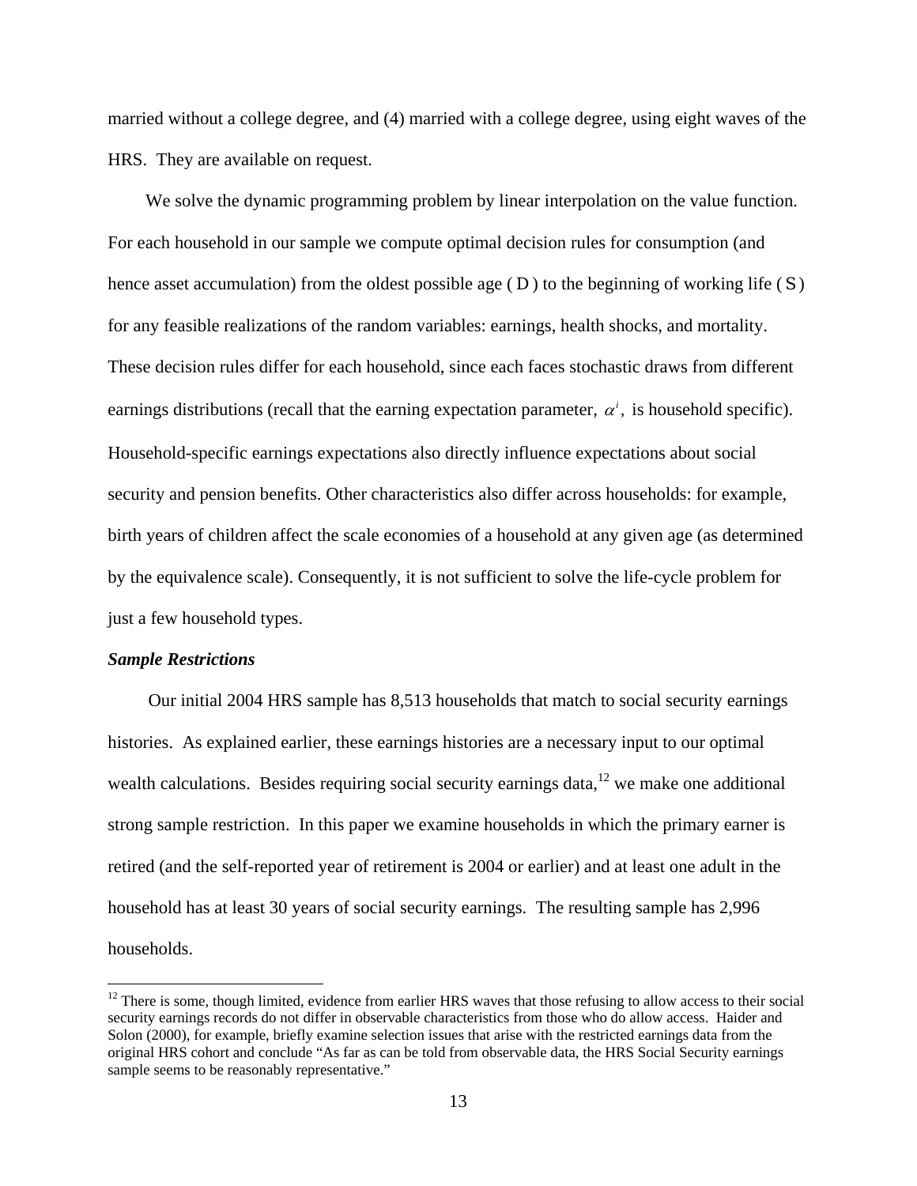married without a college degree, and (4) married with a college degree, using eight waves of the HRS. They are available on request.

We solve the dynamic programming problem by linear interpolation on the value function. For each household in our sample we compute optimal decision rules for consumption (and hence asset accumulation) from the oldest possible age ( $D$ ) to the beginning of working life ( $S$ ) for any feasible realizations of the random variables: earnings, health shocks, and mortality. These decision rules differ for each household, since each faces stochastic draws from different earnings distributions (recall that the earning expectation parameter, $\alpha^i$, is household specific). Household-specific earnings expectations also directly influence expectations about social security and pension benefits. Other characteristics also differ across households: for example, birth years of children affect the scale economies of a household at any given age (as determined by the equivalence scale). Consequently, it is not sufficient to solve the life-cycle problem for just a few household types.

***Sample Restrictions***

Our initial 2004 HRS sample has 8,513 households that match to social security earnings histories. As explained earlier, these earnings histories are a necessary input to our optimal wealth calculations. Besides requiring social security earnings data,[12] we make one additional strong sample restriction. In this paper we examine households in which the primary earner is retired (and the self-reported year of retirement is 2004 or earlier) and at least one adult in the household has at least 30 years of social security earnings. The resulting sample has 2,996 households.

[12] There is some, though limited, evidence from earlier HRS waves that those refusing to allow access to their social security earnings records do not differ in observable characteristics from those who do allow access. Haider and Solon (2000), for example, briefly examine selection issues that arise with the restricted earnings data from the original HRS cohort and conclude "As far as can be told from observable data, the HRS Social Security earnings sample seems to be reasonably representative."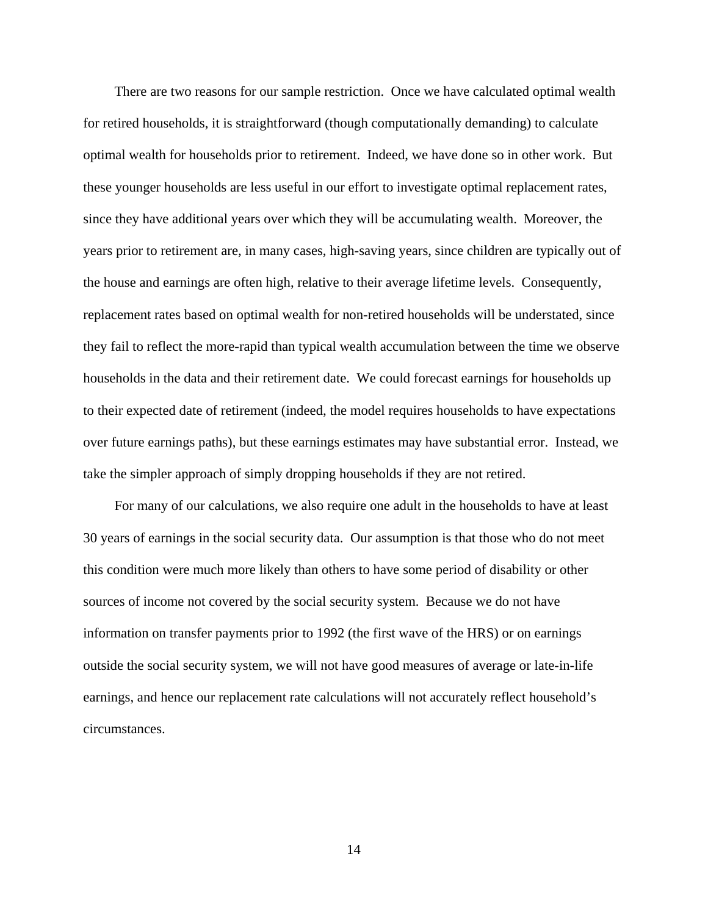There are two reasons for our sample restriction. Once we have calculated optimal wealth for retired households, it is straightforward (though computationally demanding) to calculate optimal wealth for households prior to retirement. Indeed, we have done so in other work. But these younger households are less useful in our effort to investigate optimal replacement rates, since they have additional years over which they will be accumulating wealth. Moreover, the years prior to retirement are, in many cases, high-saving years, since children are typically out of the house and earnings are often high, relative to their average lifetime levels. Consequently, replacement rates based on optimal wealth for non-retired households will be understated, since they fail to reflect the more-rapid than typical wealth accumulation between the time we observe households in the data and their retirement date. We could forecast earnings for households up to their expected date of retirement (indeed, the model requires households to have expectations over future earnings paths), but these earnings estimates may have substantial error. Instead, we take the simpler approach of simply dropping households if they are not retired.

For many of our calculations, we also require one adult in the households to have at least 30 years of earnings in the social security data. Our assumption is that those who do not meet this condition were much more likely than others to have some period of disability or other sources of income not covered by the social security system. Because we do not have information on transfer payments prior to 1992 (the first wave of the HRS) or on earnings outside the social security system, we will not have good measures of average or late-in-life earnings, and hence our replacement rate calculations will not accurately reflect household's circumstances.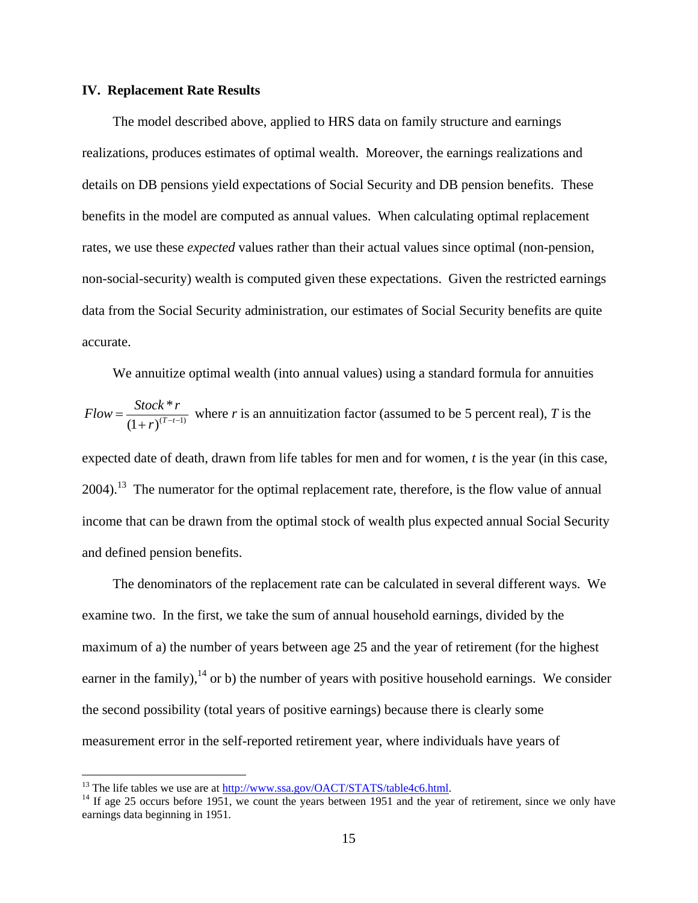## IV. Replacement Rate Results

The model described above, applied to HRS data on family structure and earnings realizations, produces estimates of optimal wealth. Moreover, the earnings realizations and details on DB pensions yield expectations of Social Security and DB pension benefits. These benefits in the model are computed as annual values. When calculating optimal replacement rates, we use these *expected* values rather than their actual values since optimal (non-pension, non-social-security) wealth is computed given these expectations. Given the restricted earnings data from the Social Security administration, our estimates of Social Security benefits are quite accurate.

We annuitize optimal wealth (into annual values) using a standard formula for annuities $Flow = \frac{Stock * r}{(1+r)^{(T-t-1)}}$ where *r* is an annuitization factor (assumed to be 5 percent real), *T* is the expected date of death, drawn from life tables for men and for women, *t* is the year (in this case, 2004).[13] The numerator for the optimal replacement rate, therefore, is the flow value of annual income that can be drawn from the optimal stock of wealth plus expected annual Social Security and defined pension benefits.

The denominators of the replacement rate can be calculated in several different ways. We examine two. In the first, we take the sum of annual household earnings, divided by the maximum of a) the number of years between age 25 and the year of retirement (for the highest earner in the family),[14] or b) the number of years with positive household earnings. We consider the second possibility (total years of positive earnings) because there is clearly some measurement error in the self-reported retirement year, where individuals have years of

---

[13] The life tables we use are at http://www.ssa.gov/OACT/STATS/table4c6.html.

[14] If age 25 occurs before 1951, we count the years between 1951 and the year of retirement, since we only have earnings data beginning in 1951.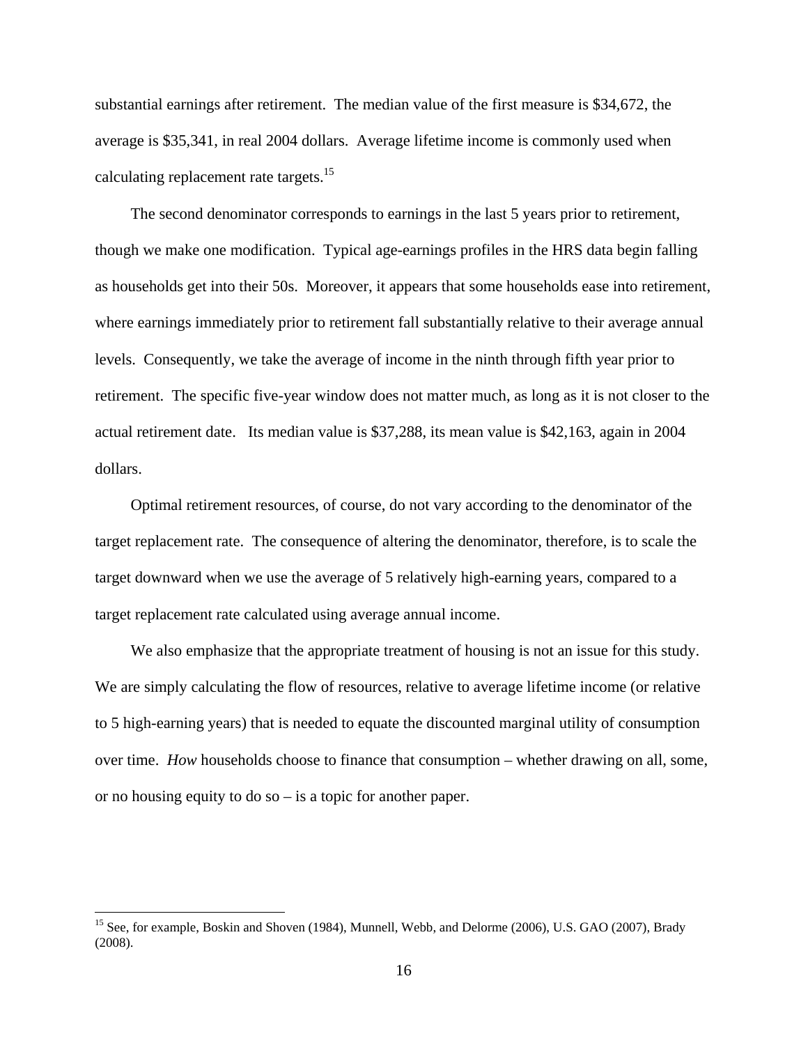substantial earnings after retirement. The median value of the first measure is $34,672, the average is $35,341, in real 2004 dollars. Average lifetime income is commonly used when calculating replacement rate targets.[15]

The second denominator corresponds to earnings in the last 5 years prior to retirement, though we make one modification. Typical age-earnings profiles in the HRS data begin falling as households get into their 50s. Moreover, it appears that some households ease into retirement, where earnings immediately prior to retirement fall substantially relative to their average annual levels. Consequently, we take the average of income in the ninth through fifth year prior to retirement. The specific five-year window does not matter much, as long as it is not closer to the actual retirement date. Its median value is $37,288, its mean value is $42,163, again in 2004 dollars.

Optimal retirement resources, of course, do not vary according to the denominator of the target replacement rate. The consequence of altering the denominator, therefore, is to scale the target downward when we use the average of 5 relatively high-earning years, compared to a target replacement rate calculated using average annual income.

We also emphasize that the appropriate treatment of housing is not an issue for this study. We are simply calculating the flow of resources, relative to average lifetime income (or relative to 5 high-earning years) that is needed to equate the discounted marginal utility of consumption over time. *How* households choose to finance that consumption – whether drawing on all, some, or no housing equity to do so – is a topic for another paper.

[15] See, for example, Boskin and Shoven (1984), Munnell, Webb, and Delorme (2006), U.S. GAO (2007), Brady (2008).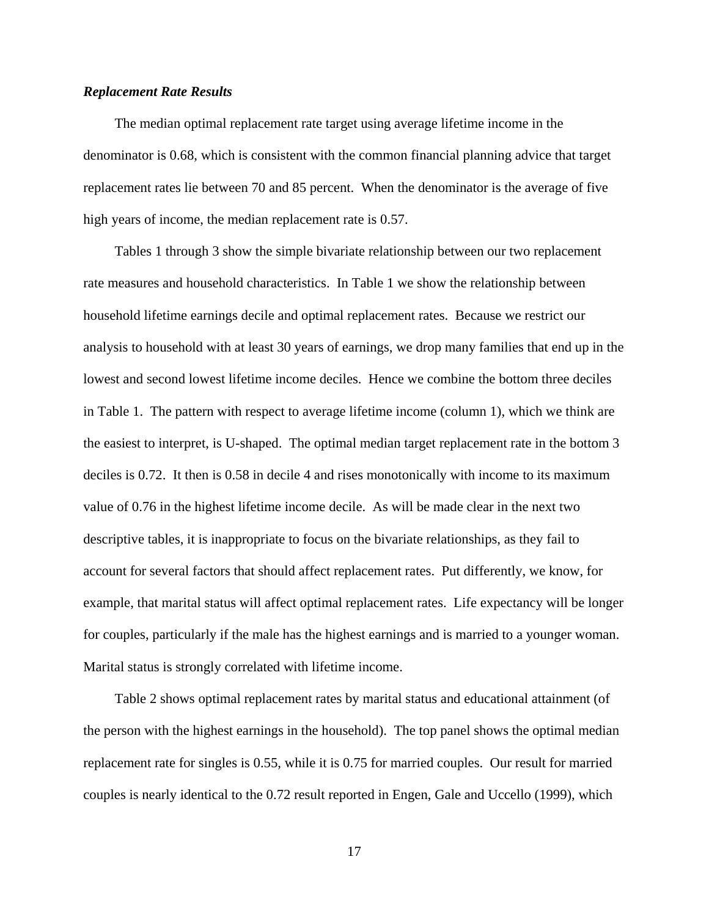***Replacement Rate Results***

The median optimal replacement rate target using average lifetime income in the denominator is 0.68, which is consistent with the common financial planning advice that target replacement rates lie between 70 and 85 percent. When the denominator is the average of five high years of income, the median replacement rate is 0.57.

Tables 1 through 3 show the simple bivariate relationship between our two replacement rate measures and household characteristics. In Table 1 we show the relationship between household lifetime earnings decile and optimal replacement rates. Because we restrict our analysis to household with at least 30 years of earnings, we drop many families that end up in the lowest and second lowest lifetime income deciles. Hence we combine the bottom three deciles in Table 1. The pattern with respect to average lifetime income (column 1), which we think are the easiest to interpret, is U-shaped. The optimal median target replacement rate in the bottom 3 deciles is 0.72. It then is 0.58 in decile 4 and rises monotonically with income to its maximum value of 0.76 in the highest lifetime income decile. As will be made clear in the next two descriptive tables, it is inappropriate to focus on the bivariate relationships, as they fail to account for several factors that should affect replacement rates. Put differently, we know, for example, that marital status will affect optimal replacement rates. Life expectancy will be longer for couples, particularly if the male has the highest earnings and is married to a younger woman. Marital status is strongly correlated with lifetime income.

Table 2 shows optimal replacement rates by marital status and educational attainment (of the person with the highest earnings in the household). The top panel shows the optimal median replacement rate for singles is 0.55, while it is 0.75 for married couples. Our result for married couples is nearly identical to the 0.72 result reported in Engen, Gale and Uccello (1999), which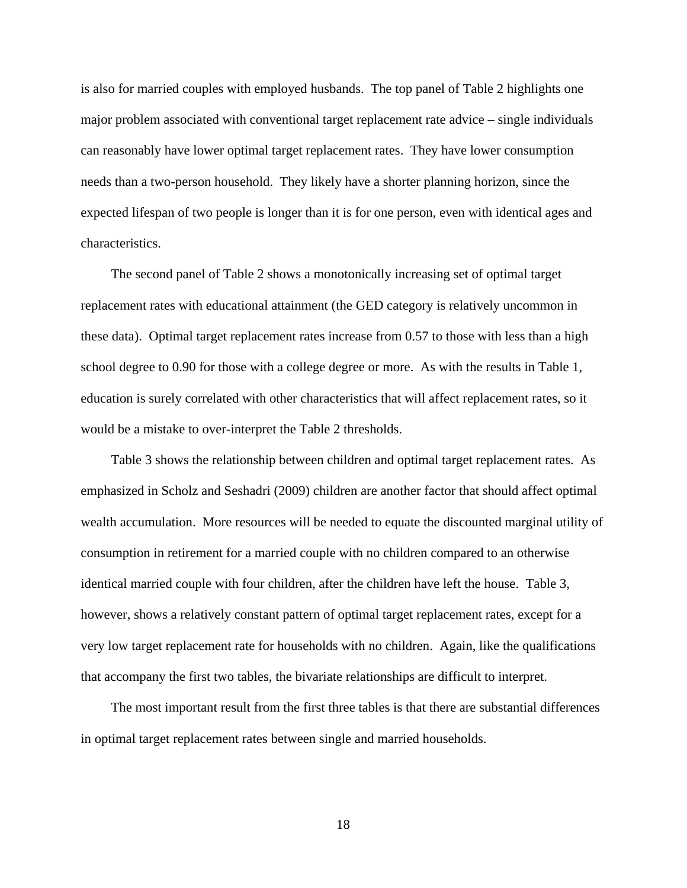is also for married couples with employed husbands. The top panel of Table 2 highlights one major problem associated with conventional target replacement rate advice – single individuals can reasonably have lower optimal target replacement rates. They have lower consumption needs than a two-person household. They likely have a shorter planning horizon, since the expected lifespan of two people is longer than it is for one person, even with identical ages and characteristics.

The second panel of Table 2 shows a monotonically increasing set of optimal target replacement rates with educational attainment (the GED category is relatively uncommon in these data). Optimal target replacement rates increase from 0.57 to those with less than a high school degree to 0.90 for those with a college degree or more. As with the results in Table 1, education is surely correlated with other characteristics that will affect replacement rates, so it would be a mistake to over-interpret the Table 2 thresholds.

Table 3 shows the relationship between children and optimal target replacement rates. As emphasized in Scholz and Seshadri (2009) children are another factor that should affect optimal wealth accumulation. More resources will be needed to equate the discounted marginal utility of consumption in retirement for a married couple with no children compared to an otherwise identical married couple with four children, after the children have left the house. Table 3, however, shows a relatively constant pattern of optimal target replacement rates, except for a very low target replacement rate for households with no children. Again, like the qualifications that accompany the first two tables, the bivariate relationships are difficult to interpret.

The most important result from the first three tables is that there are substantial differences in optimal target replacement rates between single and married households.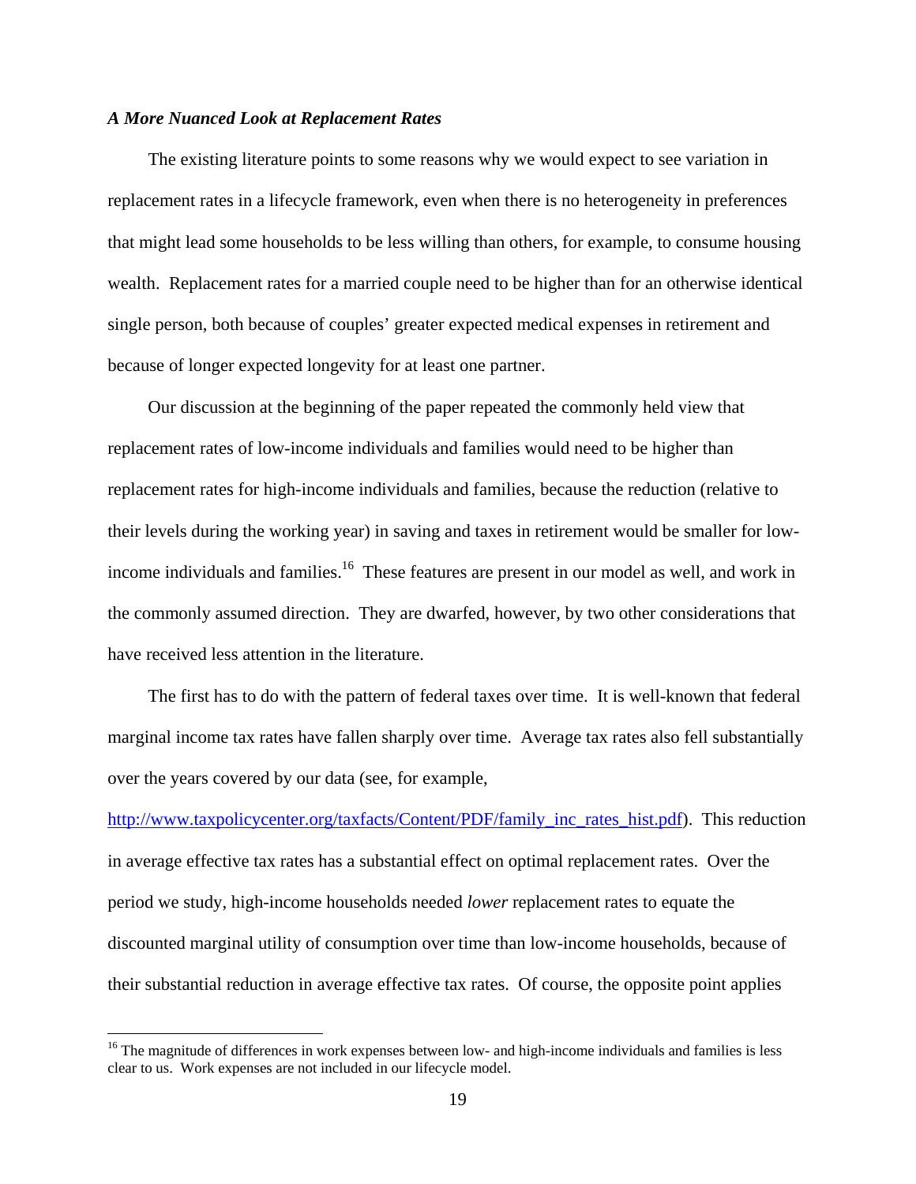*A More Nuanced Look at Replacement Rates*

The existing literature points to some reasons why we would expect to see variation in replacement rates in a lifecycle framework, even when there is no heterogeneity in preferences that might lead some households to be less willing than others, for example, to consume housing wealth. Replacement rates for a married couple need to be higher than for an otherwise identical single person, both because of couples' greater expected medical expenses in retirement and because of longer expected longevity for at least one partner.

Our discussion at the beginning of the paper repeated the commonly held view that replacement rates of low-income individuals and families would need to be higher than replacement rates for high-income individuals and families, because the reduction (relative to their levels during the working year) in saving and taxes in retirement would be smaller for low-income individuals and families.[16] These features are present in our model as well, and work in the commonly assumed direction. They are dwarfed, however, by two other considerations that have received less attention in the literature.

The first has to do with the pattern of federal taxes over time. It is well-known that federal marginal income tax rates have fallen sharply over time. Average tax rates also fell substantially over the years covered by our data (see, for example, http://www.taxpolicycenter.org/taxfacts/Content/PDF/family_inc_rates_hist.pdf). This reduction in average effective tax rates has a substantial effect on optimal replacement rates. Over the period we study, high-income households needed *lower* replacement rates to equate the discounted marginal utility of consumption over time than low-income households, because of their substantial reduction in average effective tax rates. Of course, the opposite point applies

[16] The magnitude of differences in work expenses between low- and high-income individuals and families is less clear to us. Work expenses are not included in our lifecycle model.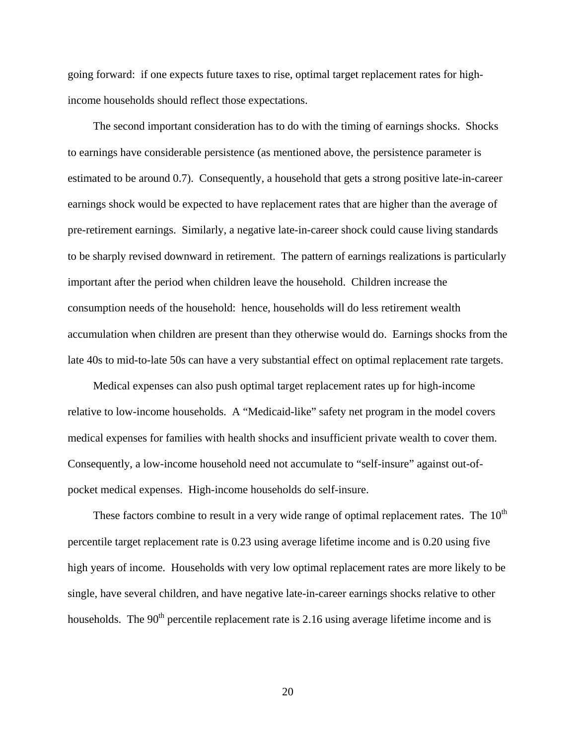going forward: if one expects future taxes to rise, optimal target replacement rates for high-income households should reflect those expectations.

The second important consideration has to do with the timing of earnings shocks. Shocks to earnings have considerable persistence (as mentioned above, the persistence parameter is estimated to be around 0.7). Consequently, a household that gets a strong positive late-in-career earnings shock would be expected to have replacement rates that are higher than the average of pre-retirement earnings. Similarly, a negative late-in-career shock could cause living standards to be sharply revised downward in retirement. The pattern of earnings realizations is particularly important after the period when children leave the household. Children increase the consumption needs of the household: hence, households will do less retirement wealth accumulation when children are present than they otherwise would do. Earnings shocks from the late 40s to mid-to-late 50s can have a very substantial effect on optimal replacement rate targets.

Medical expenses can also push optimal target replacement rates up for high-income relative to low-income households. A "Medicaid-like" safety net program in the model covers medical expenses for families with health shocks and insufficient private wealth to cover them. Consequently, a low-income household need not accumulate to "self-insure" against out-of-pocket medical expenses. High-income households do self-insure.

These factors combine to result in a very wide range of optimal replacement rates. The 10th percentile target replacement rate is 0.23 using average lifetime income and is 0.20 using five high years of income. Households with very low optimal replacement rates are more likely to be single, have several children, and have negative late-in-career earnings shocks relative to other households. The 90th percentile replacement rate is 2.16 using average lifetime income and is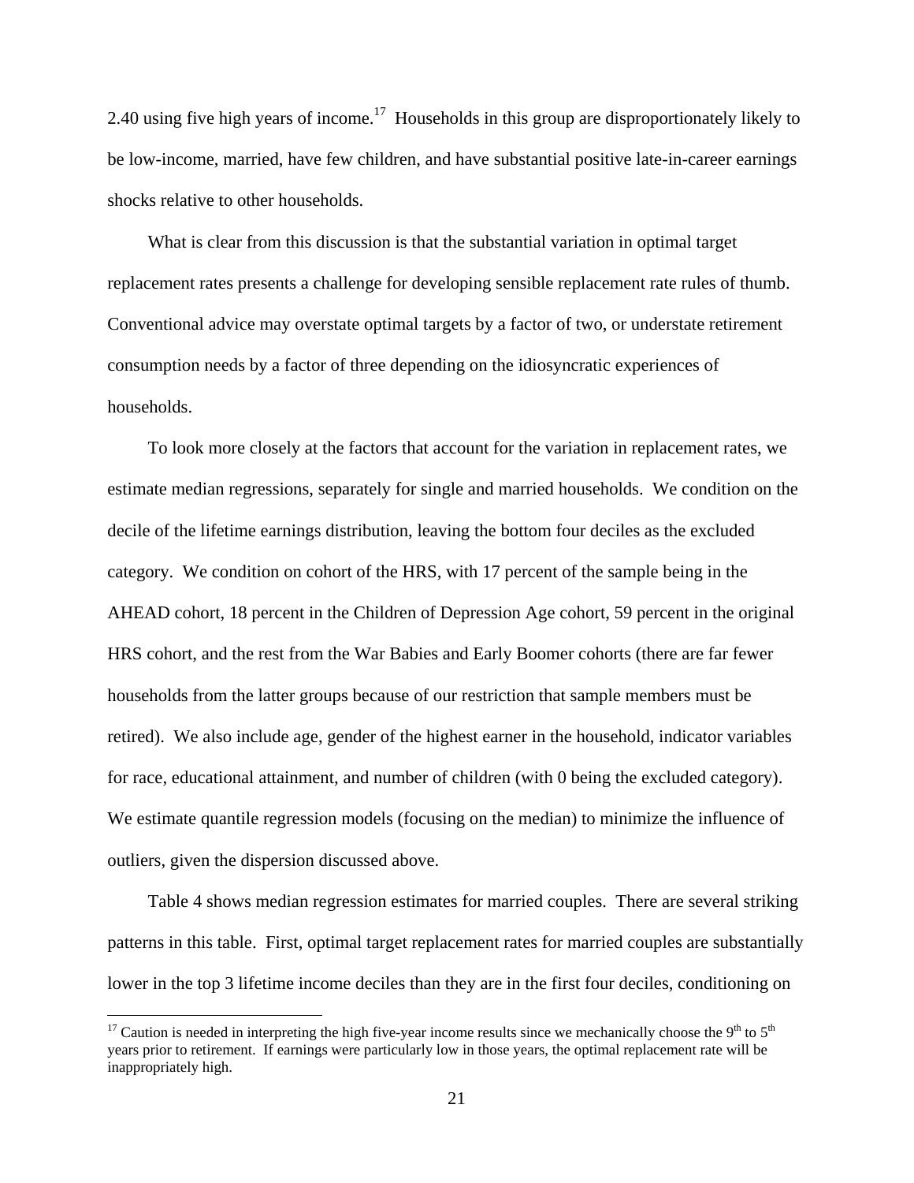2.40 using five high years of income.[17] Households in this group are disproportionately likely to be low-income, married, have few children, and have substantial positive late-in-career earnings shocks relative to other households.

What is clear from this discussion is that the substantial variation in optimal target replacement rates presents a challenge for developing sensible replacement rate rules of thumb. Conventional advice may overstate optimal targets by a factor of two, or understate retirement consumption needs by a factor of three depending on the idiosyncratic experiences of households.

To look more closely at the factors that account for the variation in replacement rates, we estimate median regressions, separately for single and married households. We condition on the decile of the lifetime earnings distribution, leaving the bottom four deciles as the excluded category. We condition on cohort of the HRS, with 17 percent of the sample being in the AHEAD cohort, 18 percent in the Children of Depression Age cohort, 59 percent in the original HRS cohort, and the rest from the War Babies and Early Boomer cohorts (there are far fewer households from the latter groups because of our restriction that sample members must be retired). We also include age, gender of the highest earner in the household, indicator variables for race, educational attainment, and number of children (with 0 being the excluded category). We estimate quantile regression models (focusing on the median) to minimize the influence of outliers, given the dispersion discussed above.

Table 4 shows median regression estimates for married couples. There are several striking patterns in this table. First, optimal target replacement rates for married couples are substantially lower in the top 3 lifetime income deciles than they are in the first four deciles, conditioning on

[17] Caution is needed in interpreting the high five-year income results since we mechanically choose the 9th to 5th years prior to retirement. If earnings were particularly low in those years, the optimal replacement rate will be inappropriately high.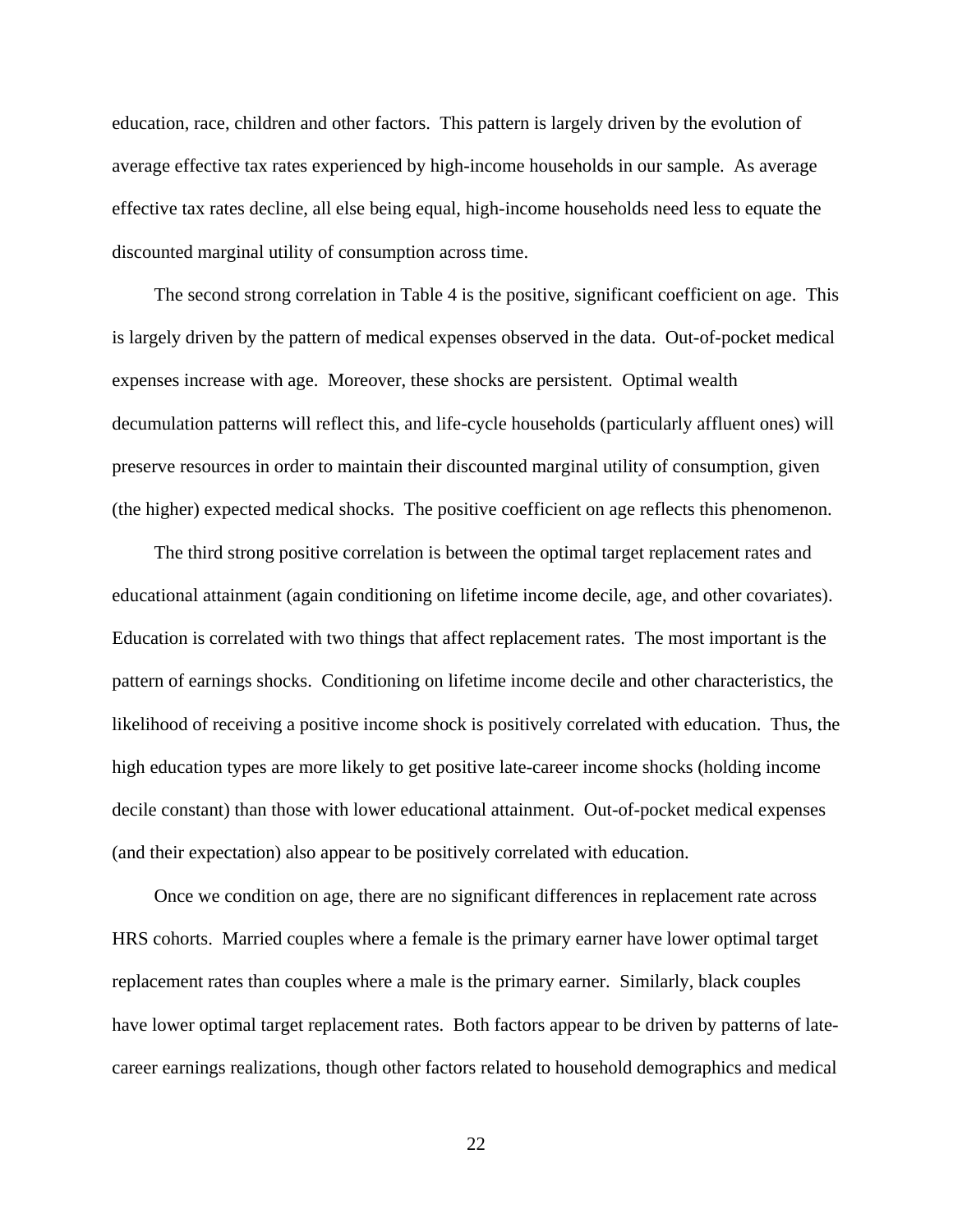education, race, children and other factors. This pattern is largely driven by the evolution of average effective tax rates experienced by high-income households in our sample. As average effective tax rates decline, all else being equal, high-income households need less to equate the discounted marginal utility of consumption across time.

The second strong correlation in Table 4 is the positive, significant coefficient on age. This is largely driven by the pattern of medical expenses observed in the data. Out-of-pocket medical expenses increase with age. Moreover, these shocks are persistent. Optimal wealth decumulation patterns will reflect this, and life-cycle households (particularly affluent ones) will preserve resources in order to maintain their discounted marginal utility of consumption, given (the higher) expected medical shocks. The positive coefficient on age reflects this phenomenon.

The third strong positive correlation is between the optimal target replacement rates and educational attainment (again conditioning on lifetime income decile, age, and other covariates). Education is correlated with two things that affect replacement rates. The most important is the pattern of earnings shocks. Conditioning on lifetime income decile and other characteristics, the likelihood of receiving a positive income shock is positively correlated with education. Thus, the high education types are more likely to get positive late-career income shocks (holding income decile constant) than those with lower educational attainment. Out-of-pocket medical expenses (and their expectation) also appear to be positively correlated with education.

Once we condition on age, there are no significant differences in replacement rate across HRS cohorts. Married couples where a female is the primary earner have lower optimal target replacement rates than couples where a male is the primary earner. Similarly, black couples have lower optimal target replacement rates. Both factors appear to be driven by patterns of late-career earnings realizations, though other factors related to household demographics and medical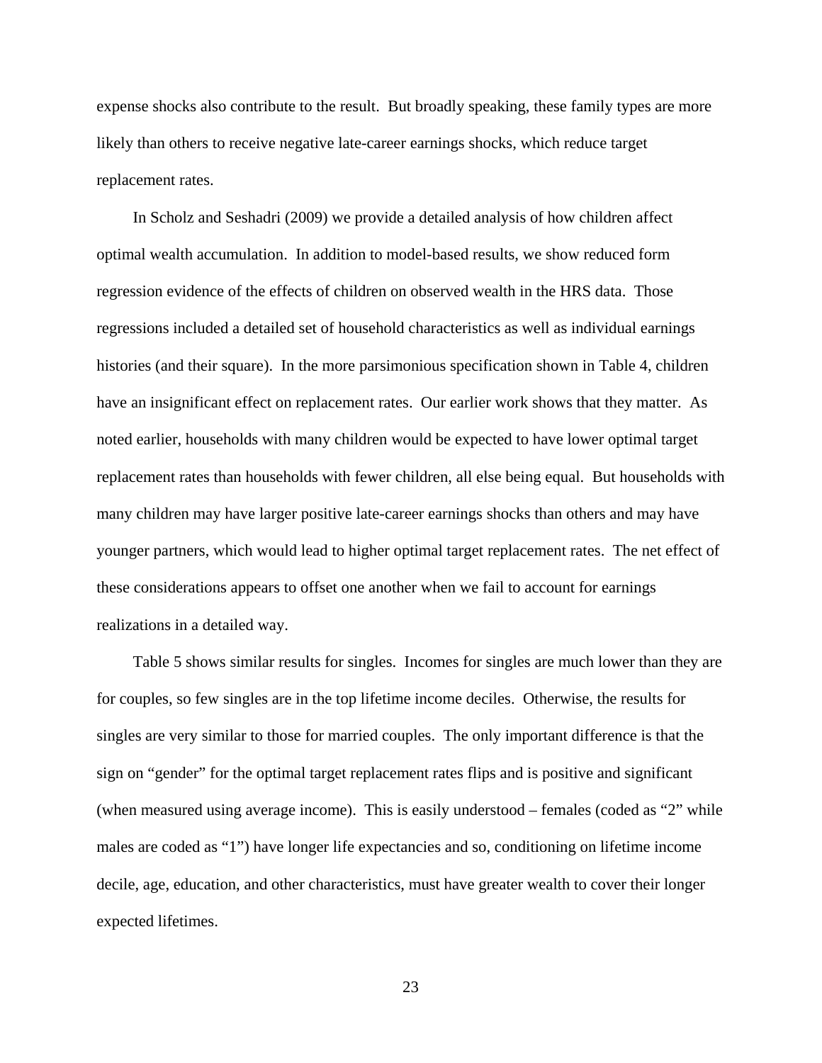expense shocks also contribute to the result. But broadly speaking, these family types are more likely than others to receive negative late-career earnings shocks, which reduce target replacement rates.

In Scholz and Seshadri (2009) we provide a detailed analysis of how children affect optimal wealth accumulation. In addition to model-based results, we show reduced form regression evidence of the effects of children on observed wealth in the HRS data. Those regressions included a detailed set of household characteristics as well as individual earnings histories (and their square). In the more parsimonious specification shown in Table 4, children have an insignificant effect on replacement rates. Our earlier work shows that they matter. As noted earlier, households with many children would be expected to have lower optimal target replacement rates than households with fewer children, all else being equal. But households with many children may have larger positive late-career earnings shocks than others and may have younger partners, which would lead to higher optimal target replacement rates. The net effect of these considerations appears to offset one another when we fail to account for earnings realizations in a detailed way.

Table 5 shows similar results for singles. Incomes for singles are much lower than they are for couples, so few singles are in the top lifetime income deciles. Otherwise, the results for singles are very similar to those for married couples. The only important difference is that the sign on "gender" for the optimal target replacement rates flips and is positive and significant (when measured using average income). This is easily understood – females (coded as "2" while males are coded as "1") have longer life expectancies and so, conditioning on lifetime income decile, age, education, and other characteristics, must have greater wealth to cover their longer expected lifetimes.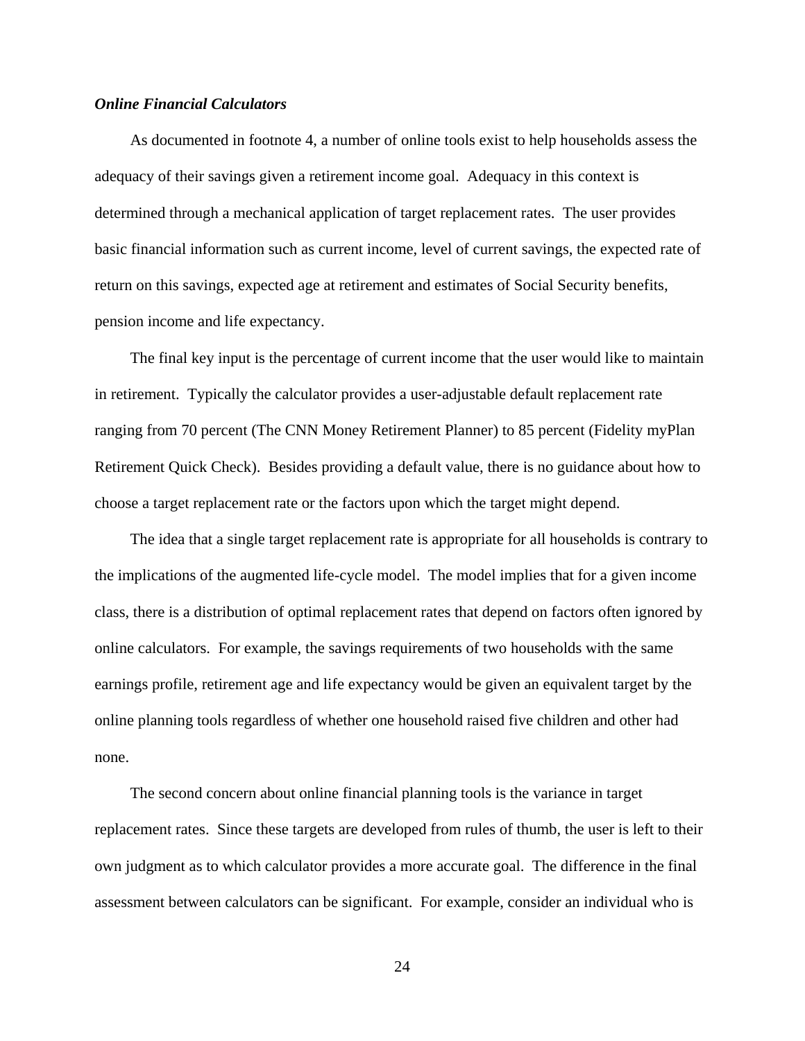### *Online Financial Calculators*

As documented in footnote 4, a number of online tools exist to help households assess the adequacy of their savings given a retirement income goal. Adequacy in this context is determined through a mechanical application of target replacement rates. The user provides basic financial information such as current income, level of current savings, the expected rate of return on this savings, expected age at retirement and estimates of Social Security benefits, pension income and life expectancy.

The final key input is the percentage of current income that the user would like to maintain in retirement. Typically the calculator provides a user-adjustable default replacement rate ranging from 70 percent (The CNN Money Retirement Planner) to 85 percent (Fidelity myPlan Retirement Quick Check). Besides providing a default value, there is no guidance about how to choose a target replacement rate or the factors upon which the target might depend.

The idea that a single target replacement rate is appropriate for all households is contrary to the implications of the augmented life-cycle model. The model implies that for a given income class, there is a distribution of optimal replacement rates that depend on factors often ignored by online calculators. For example, the savings requirements of two households with the same earnings profile, retirement age and life expectancy would be given an equivalent target by the online planning tools regardless of whether one household raised five children and other had none.

The second concern about online financial planning tools is the variance in target replacement rates. Since these targets are developed from rules of thumb, the user is left to their own judgment as to which calculator provides a more accurate goal. The difference in the final assessment between calculators can be significant. For example, consider an individual who is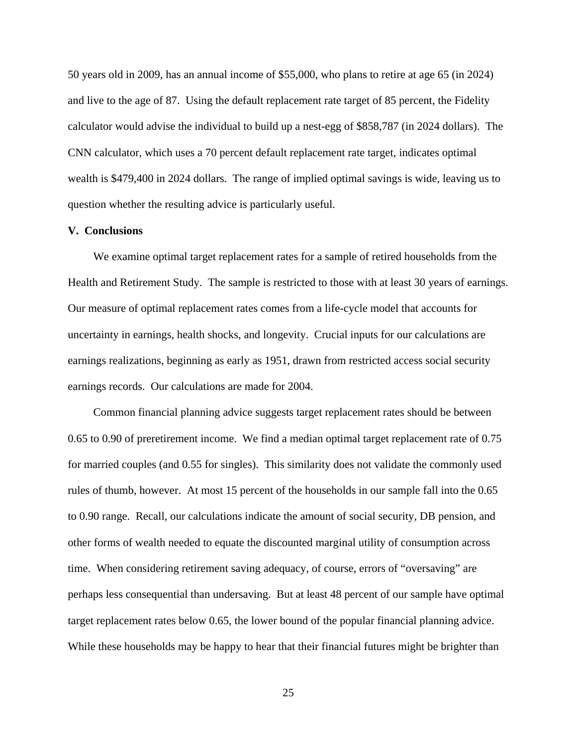50 years old in 2009, has an annual income of $55,000, who plans to retire at age 65 (in 2024) and live to the age of 87. Using the default replacement rate target of 85 percent, the Fidelity calculator would advise the individual to build up a nest-egg of $858,787 (in 2024 dollars). The CNN calculator, which uses a 70 percent default replacement rate target, indicates optimal wealth is $479,400 in 2024 dollars. The range of implied optimal savings is wide, leaving us to question whether the resulting advice is particularly useful.

## V. Conclusions

We examine optimal target replacement rates for a sample of retired households from the Health and Retirement Study. The sample is restricted to those with at least 30 years of earnings. Our measure of optimal replacement rates comes from a life-cycle model that accounts for uncertainty in earnings, health shocks, and longevity. Crucial inputs for our calculations are earnings realizations, beginning as early as 1951, drawn from restricted access social security earnings records. Our calculations are made for 2004.

Common financial planning advice suggests target replacement rates should be between 0.65 to 0.90 of preretirement income. We find a median optimal target replacement rate of 0.75 for married couples (and 0.55 for singles). This similarity does not validate the commonly used rules of thumb, however. At most 15 percent of the households in our sample fall into the 0.65 to 0.90 range. Recall, our calculations indicate the amount of social security, DB pension, and other forms of wealth needed to equate the discounted marginal utility of consumption across time. When considering retirement saving adequacy, of course, errors of "oversaving" are perhaps less consequential than undersaving. But at least 48 percent of our sample have optimal target replacement rates below 0.65, the lower bound of the popular financial planning advice. While these households may be happy to hear that their financial futures might be brighter than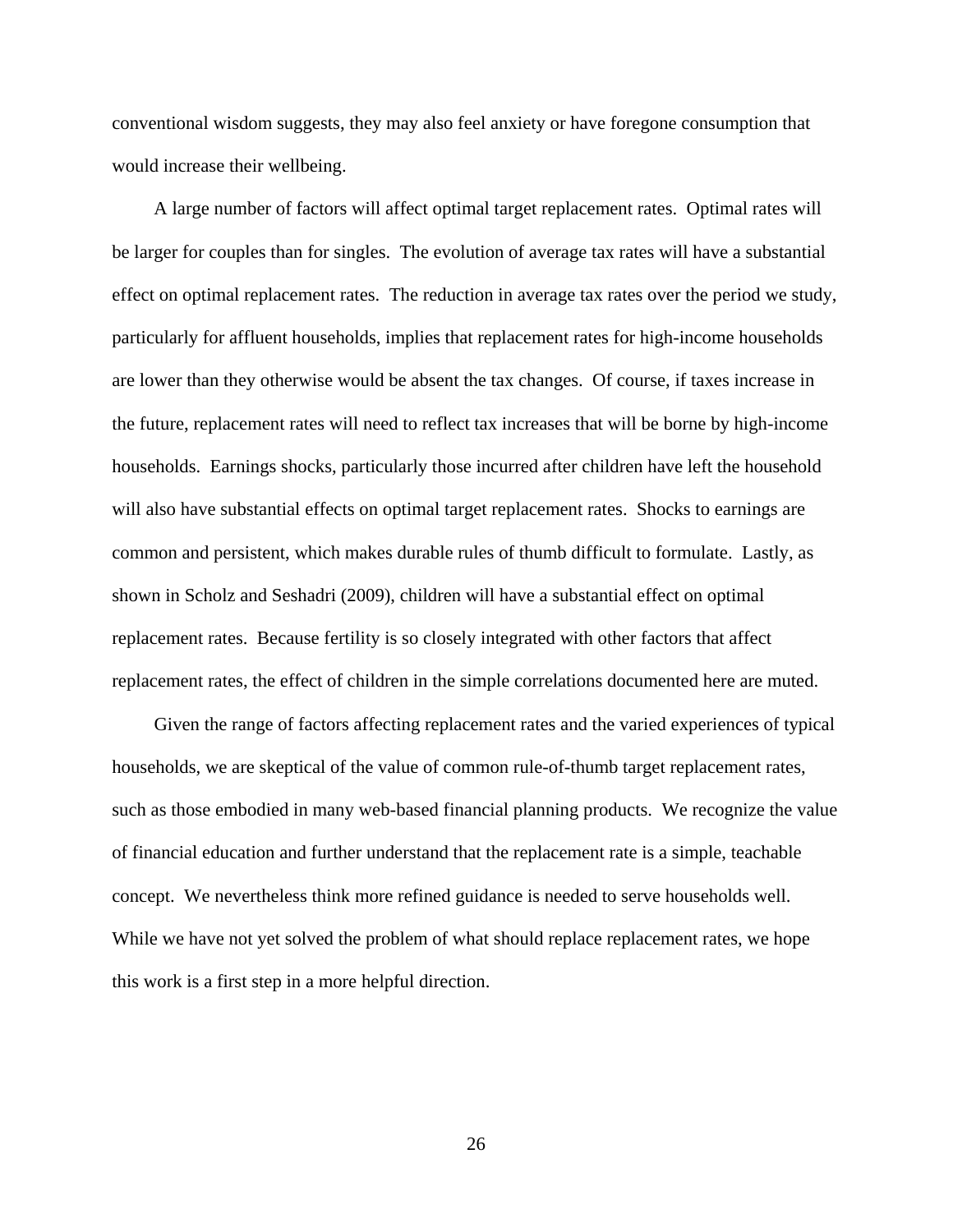conventional wisdom suggests, they may also feel anxiety or have foregone consumption that would increase their wellbeing.

A large number of factors will affect optimal target replacement rates. Optimal rates will be larger for couples than for singles. The evolution of average tax rates will have a substantial effect on optimal replacement rates. The reduction in average tax rates over the period we study, particularly for affluent households, implies that replacement rates for high-income households are lower than they otherwise would be absent the tax changes. Of course, if taxes increase in the future, replacement rates will need to reflect tax increases that will be borne by high-income households. Earnings shocks, particularly those incurred after children have left the household will also have substantial effects on optimal target replacement rates. Shocks to earnings are common and persistent, which makes durable rules of thumb difficult to formulate. Lastly, as shown in Scholz and Seshadri (2009), children will have a substantial effect on optimal replacement rates. Because fertility is so closely integrated with other factors that affect replacement rates, the effect of children in the simple correlations documented here are muted.

Given the range of factors affecting replacement rates and the varied experiences of typical households, we are skeptical of the value of common rule-of-thumb target replacement rates, such as those embodied in many web-based financial planning products. We recognize the value of financial education and further understand that the replacement rate is a simple, teachable concept. We nevertheless think more refined guidance is needed to serve households well. While we have not yet solved the problem of what should replace replacement rates, we hope this work is a first step in a more helpful direction.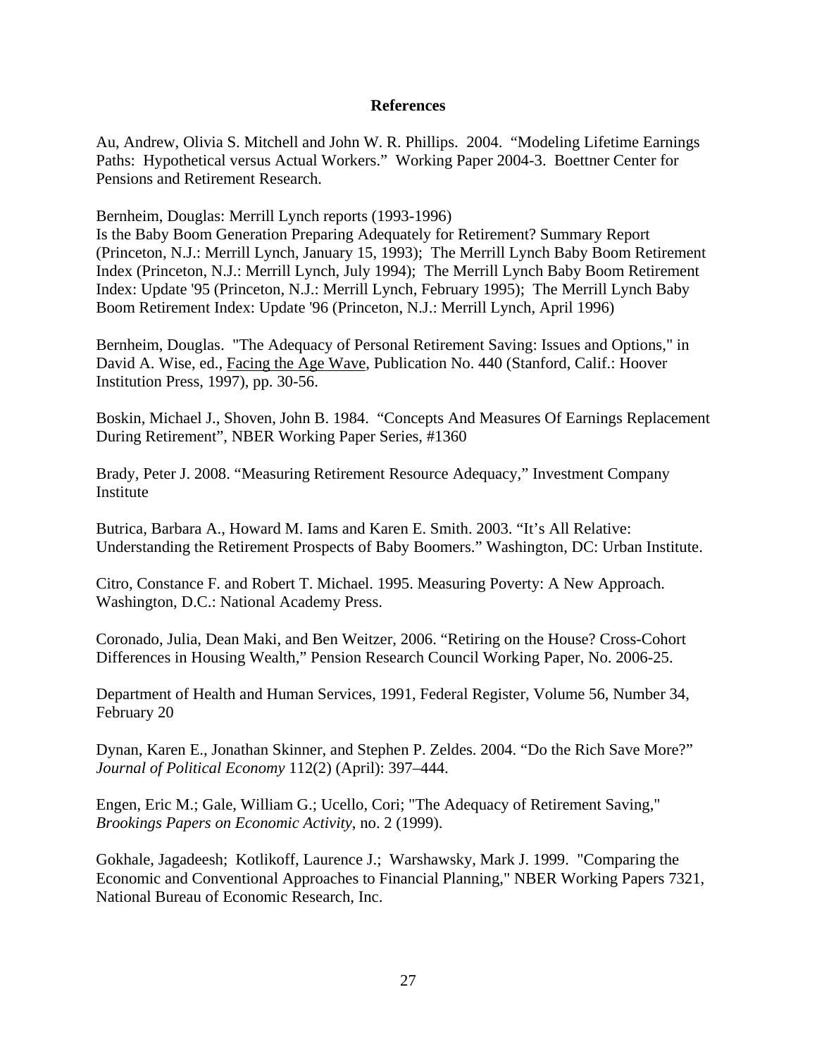## References

Au, Andrew, Olivia S. Mitchell and John W. R. Phillips. 2004. "Modeling Lifetime Earnings Paths: Hypothetical versus Actual Workers." Working Paper 2004-3. Boettner Center for Pensions and Retirement Research.

Bernheim, Douglas: Merrill Lynch reports (1993-1996)
Is the Baby Boom Generation Preparing Adequately for Retirement? Summary Report (Princeton, N.J.: Merrill Lynch, January 15, 1993); The Merrill Lynch Baby Boom Retirement Index (Princeton, N.J.: Merrill Lynch, July 1994); The Merrill Lynch Baby Boom Retirement Index: Update '95 (Princeton, N.J.: Merrill Lynch, February 1995); The Merrill Lynch Baby Boom Retirement Index: Update '96 (Princeton, N.J.: Merrill Lynch, April 1996)

Bernheim, Douglas. "The Adequacy of Personal Retirement Saving: Issues and Options," in David A. Wise, ed., Facing the Age Wave, Publication No. 440 (Stanford, Calif.: Hoover Institution Press, 1997), pp. 30-56.

Boskin, Michael J., Shoven, John B. 1984. "Concepts And Measures Of Earnings Replacement During Retirement", NBER Working Paper Series, #1360

Brady, Peter J. 2008. "Measuring Retirement Resource Adequacy," Investment Company Institute

Butrica, Barbara A., Howard M. Iams and Karen E. Smith. 2003. "It's All Relative: Understanding the Retirement Prospects of Baby Boomers." Washington, DC: Urban Institute.

Citro, Constance F. and Robert T. Michael. 1995. Measuring Poverty: A New Approach. Washington, D.C.: National Academy Press.

Coronado, Julia, Dean Maki, and Ben Weitzer, 2006. "Retiring on the House? Cross-Cohort Differences in Housing Wealth," Pension Research Council Working Paper, No. 2006-25.

Department of Health and Human Services, 1991, Federal Register, Volume 56, Number 34, February 20

Dynan, Karen E., Jonathan Skinner, and Stephen P. Zeldes. 2004. "Do the Rich Save More?" *Journal of Political Economy* 112(2) (April): 397–444.

Engen, Eric M.; Gale, William G.; Ucello, Cori; "The Adequacy of Retirement Saving," *Brookings Papers on Economic Activity*, no. 2 (1999).

Gokhale, Jagadeesh; Kotlikoff, Laurence J.; Warshawsky, Mark J. 1999. "Comparing the Economic and Conventional Approaches to Financial Planning," NBER Working Papers 7321, National Bureau of Economic Research, Inc.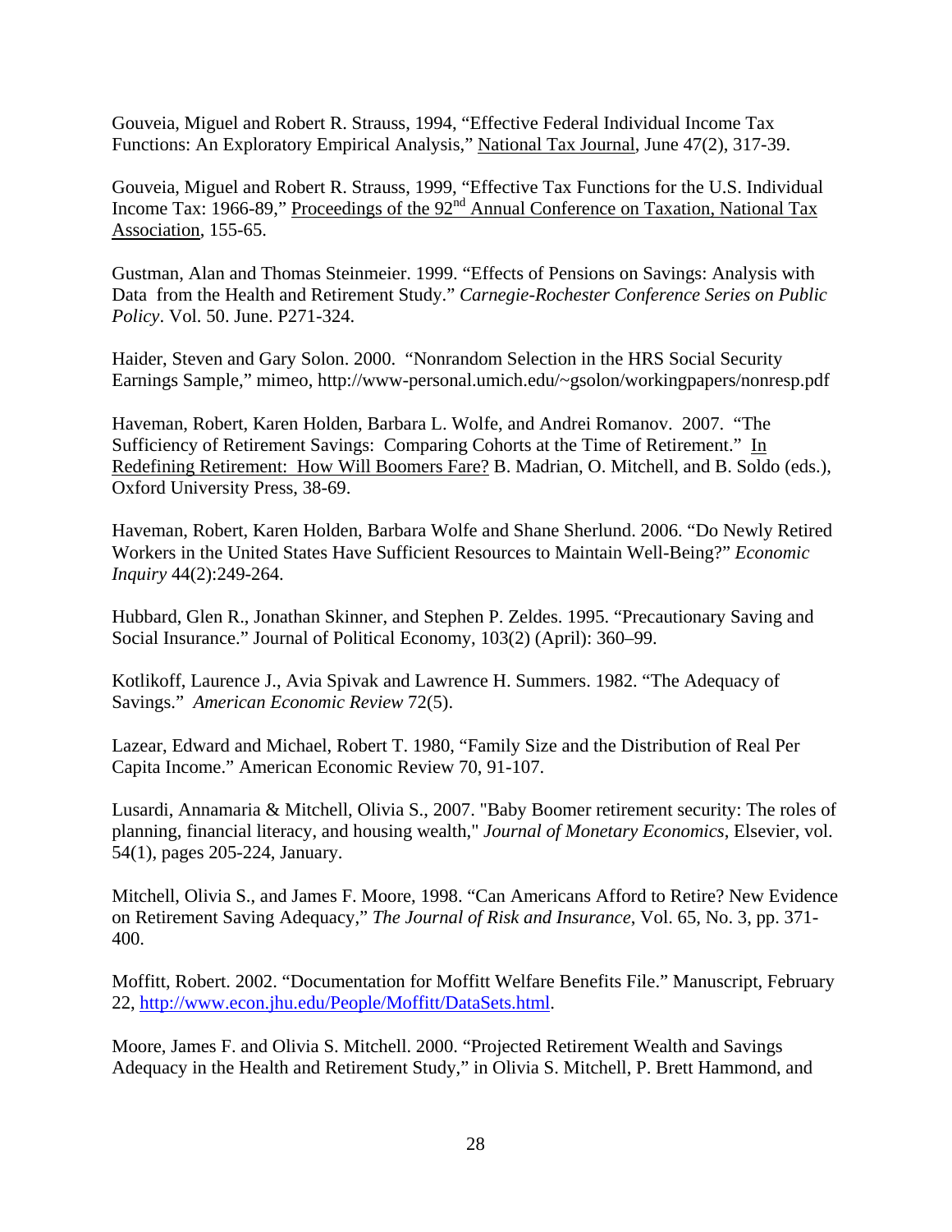Gouveia, Miguel and Robert R. Strauss, 1994, "Effective Federal Individual Income Tax Functions: An Exploratory Empirical Analysis," National Tax Journal, June 47(2), 317-39.

Gouveia, Miguel and Robert R. Strauss, 1999, "Effective Tax Functions for the U.S. Individual Income Tax: 1966-89," Proceedings of the 92nd Annual Conference on Taxation, National Tax Association, 155-65.

Gustman, Alan and Thomas Steinmeier. 1999. "Effects of Pensions on Savings: Analysis with Data from the Health and Retirement Study." *Carnegie-Rochester Conference Series on Public Policy*. Vol. 50. June. P271-324.

Haider, Steven and Gary Solon. 2000. "Nonrandom Selection in the HRS Social Security Earnings Sample," mimeo, http://www-personal.umich.edu/~gsolon/workingpapers/nonresp.pdf

Haveman, Robert, Karen Holden, Barbara L. Wolfe, and Andrei Romanov. 2007. "The Sufficiency of Retirement Savings: Comparing Cohorts at the Time of Retirement." In Redefining Retirement: How Will Boomers Fare? B. Madrian, O. Mitchell, and B. Soldo (eds.), Oxford University Press, 38-69.

Haveman, Robert, Karen Holden, Barbara Wolfe and Shane Sherlund. 2006. "Do Newly Retired Workers in the United States Have Sufficient Resources to Maintain Well-Being?" *Economic Inquiry* 44(2):249-264.

Hubbard, Glen R., Jonathan Skinner, and Stephen P. Zeldes. 1995. "Precautionary Saving and Social Insurance." Journal of Political Economy, 103(2) (April): 360–99.

Kotlikoff, Laurence J., Avia Spivak and Lawrence H. Summers. 1982. "The Adequacy of Savings." *American Economic Review* 72(5).

Lazear, Edward and Michael, Robert T. 1980, "Family Size and the Distribution of Real Per Capita Income." American Economic Review 70, 91-107.

Lusardi, Annamaria & Mitchell, Olivia S., 2007. "Baby Boomer retirement security: The roles of planning, financial literacy, and housing wealth," *Journal of Monetary Economics*, Elsevier, vol. 54(1), pages 205-224, January.

Mitchell, Olivia S., and James F. Moore, 1998. "Can Americans Afford to Retire? New Evidence on Retirement Saving Adequacy," *The Journal of Risk and Insurance*, Vol. 65, No. 3, pp. 371-400.

Moffitt, Robert. 2002. "Documentation for Moffitt Welfare Benefits File." Manuscript, February 22, http://www.econ.jhu.edu/People/Moffitt/DataSets.html.

Moore, James F. and Olivia S. Mitchell. 2000. "Projected Retirement Wealth and Savings Adequacy in the Health and Retirement Study," in Olivia S. Mitchell, P. Brett Hammond, and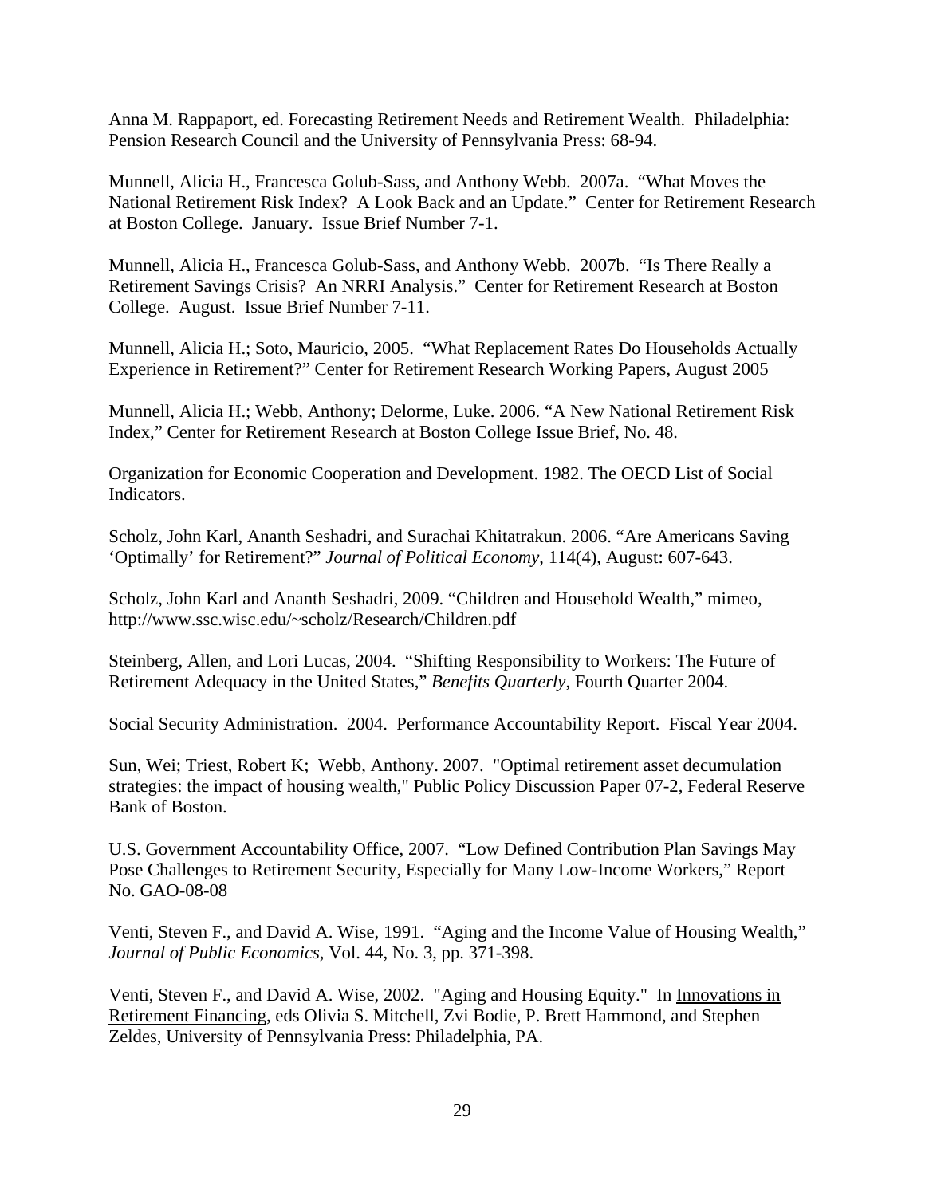Anna M. Rappaport, ed. Forecasting Retirement Needs and Retirement Wealth. Philadelphia: Pension Research Council and the University of Pennsylvania Press: 68-94.

Munnell, Alicia H., Francesca Golub-Sass, and Anthony Webb. 2007a. "What Moves the National Retirement Risk Index? A Look Back and an Update." Center for Retirement Research at Boston College. January. Issue Brief Number 7-1.

Munnell, Alicia H., Francesca Golub-Sass, and Anthony Webb. 2007b. "Is There Really a Retirement Savings Crisis? An NRRI Analysis." Center for Retirement Research at Boston College. August. Issue Brief Number 7-11.

Munnell, Alicia H.; Soto, Mauricio, 2005. "What Replacement Rates Do Households Actually Experience in Retirement?" Center for Retirement Research Working Papers, August 2005

Munnell, Alicia H.; Webb, Anthony; Delorme, Luke. 2006. "A New National Retirement Risk Index," Center for Retirement Research at Boston College Issue Brief, No. 48.

Organization for Economic Cooperation and Development. 1982. The OECD List of Social Indicators.

Scholz, John Karl, Ananth Seshadri, and Surachai Khitatrakun. 2006. "Are Americans Saving 'Optimally' for Retirement?" *Journal of Political Economy*, 114(4), August: 607-643.

Scholz, John Karl and Ananth Seshadri, 2009. "Children and Household Wealth," mimeo, http://www.ssc.wisc.edu/~scholz/Research/Children.pdf

Steinberg, Allen, and Lori Lucas, 2004. "Shifting Responsibility to Workers: The Future of Retirement Adequacy in the United States," *Benefits Quarterly*, Fourth Quarter 2004.

Social Security Administration. 2004. Performance Accountability Report. Fiscal Year 2004.

Sun, Wei; Triest, Robert K; Webb, Anthony. 2007. "Optimal retirement asset decumulation strategies: the impact of housing wealth," Public Policy Discussion Paper 07-2, Federal Reserve Bank of Boston.

U.S. Government Accountability Office, 2007. "Low Defined Contribution Plan Savings May Pose Challenges to Retirement Security, Especially for Many Low-Income Workers," Report No. GAO-08-08

Venti, Steven F., and David A. Wise, 1991. "Aging and the Income Value of Housing Wealth," *Journal of Public Economics*, Vol. 44, No. 3, pp. 371-398.

Venti, Steven F., and David A. Wise, 2002. "Aging and Housing Equity." In Innovations in Retirement Financing, eds Olivia S. Mitchell, Zvi Bodie, P. Brett Hammond, and Stephen Zeldes, University of Pennsylvania Press: Philadelphia, PA.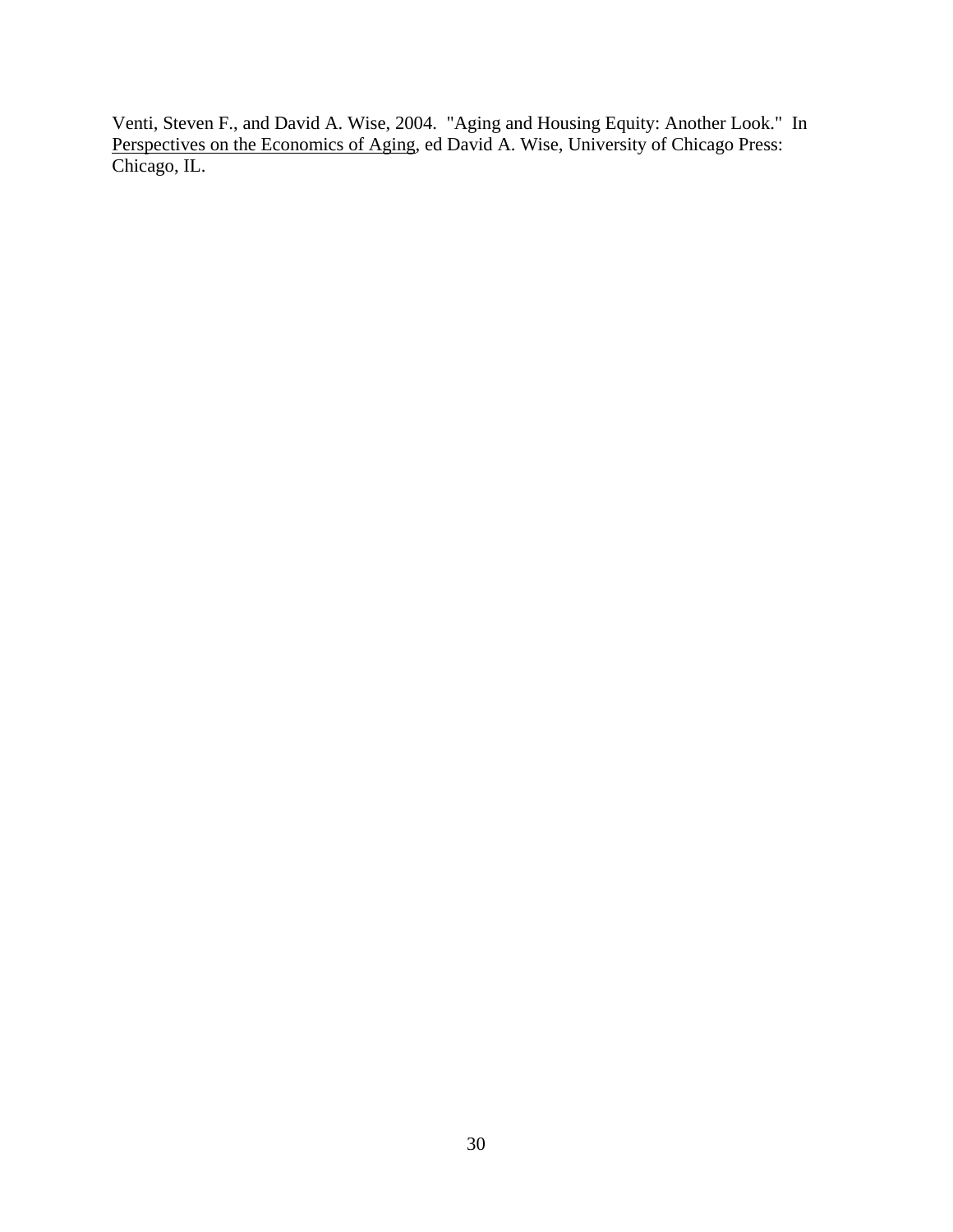Venti, Steven F., and David A. Wise, 2004. "Aging and Housing Equity: Another Look." In Perspectives on the Economics of Aging, ed David A. Wise, University of Chicago Press: Chicago, IL.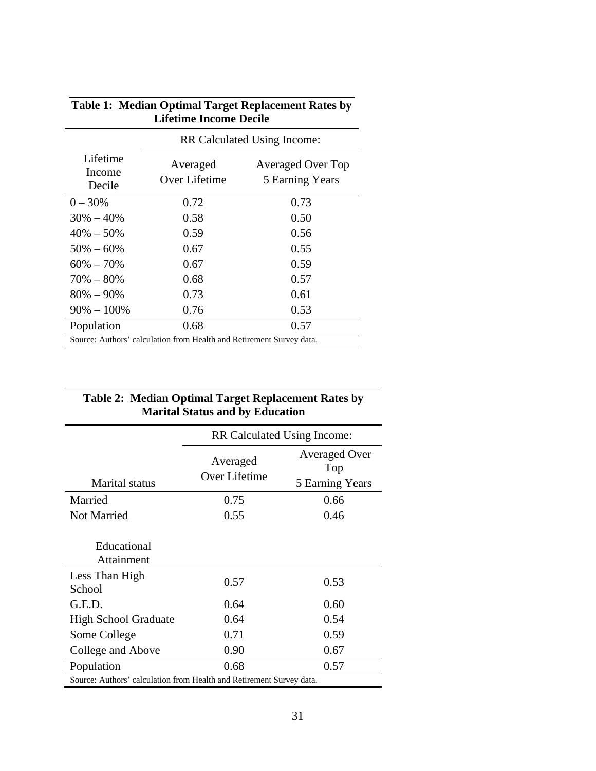**Table 1: Median Optimal Target Replacement Rates by Lifetime Income Decile**

| Lifetime Income Decile | RR Calculated Using Income: Averaged Over Lifetime | Averaged Over Top 5 Earning Years |
|---|---|---|
| 0 – 30% | 0.72 | 0.73 |
| 30% – 40% | 0.58 | 0.50 |
| 40% – 50% | 0.59 | 0.56 |
| 50% – 60% | 0.67 | 0.55 |
| 60% – 70% | 0.67 | 0.59 |
| 70% – 80% | 0.68 | 0.57 |
| 80% – 90% | 0.73 | 0.61 |
| 90% – 100% | 0.76 | 0.53 |
| Population | 0.68 | 0.57 |

Source: Authors' calculation from Health and Retirement Survey data.

**Table 2: Median Optimal Target Replacement Rates by Marital Status and by Education**

| Marital status | RR Calculated Using Income: Averaged Over Lifetime | Averaged Over Top 5 Earning Years |
|---|---|---|
| Married | 0.75 | 0.66 |
| Not Married | 0.55 | 0.46 |
| **Educational Attainment** | | |
| Less Than High School | 0.57 | 0.53 |
| G.E.D. | 0.64 | 0.60 |
| High School Graduate | 0.64 | 0.54 |
| Some College | 0.71 | 0.59 |
| College and Above | 0.90 | 0.67 |
| Population | 0.68 | 0.57 |

Source: Authors' calculation from Health and Retirement Survey data.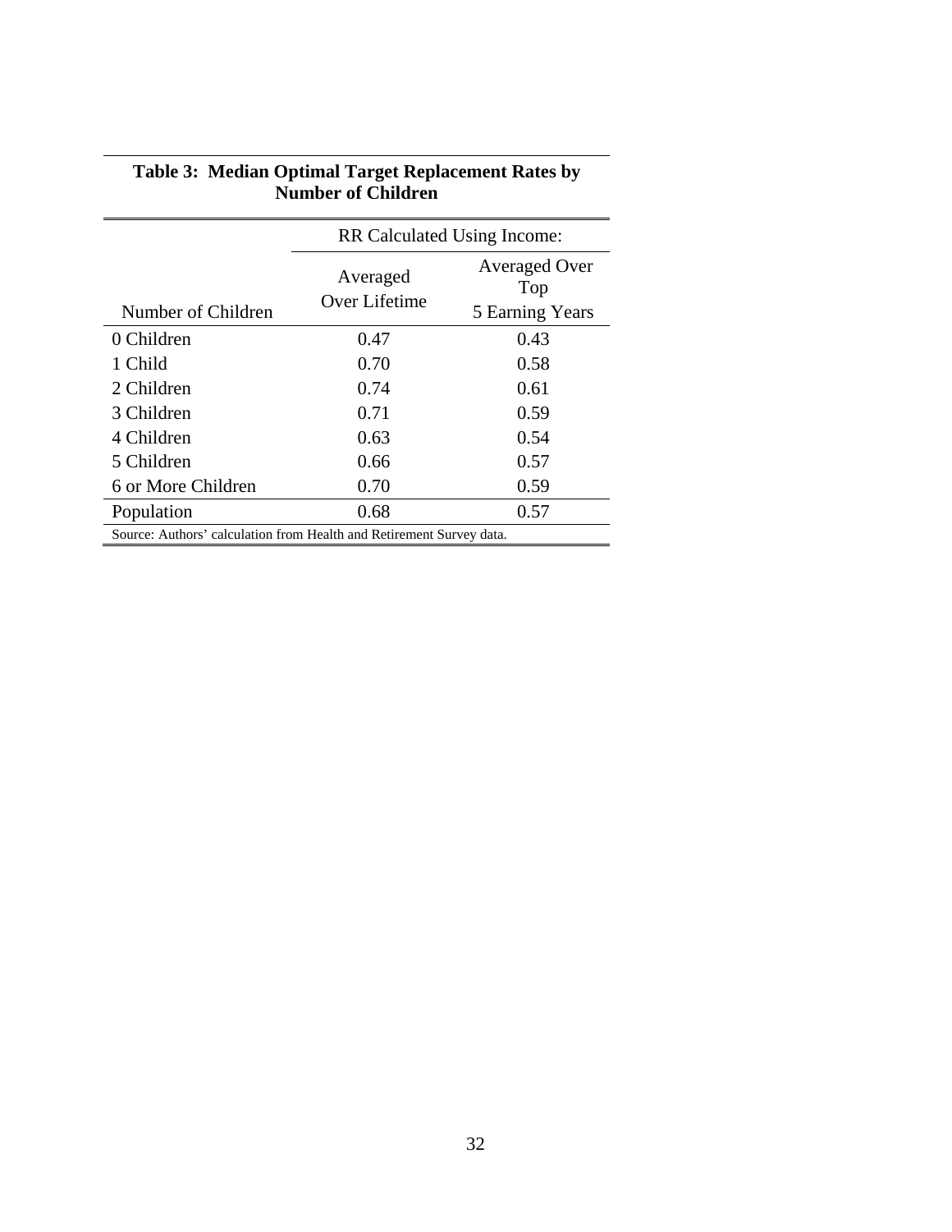**Table 3: Median Optimal Target Replacement Rates by Number of Children**

| | RR Calculated Using Income: | |
|---|---|---|
| Number of Children | Averaged Over Lifetime | Averaged Over Top 5 Earning Years |
| 0 Children | 0.47 | 0.43 |
| 1 Child | 0.70 | 0.58 |
| 2 Children | 0.74 | 0.61 |
| 3 Children | 0.71 | 0.59 |
| 4 Children | 0.63 | 0.54 |
| 5 Children | 0.66 | 0.57 |
| 6 or More Children | 0.70 | 0.59 |
| Population | 0.68 | 0.57 |

Source: Authors' calculation from Health and Retirement Survey data.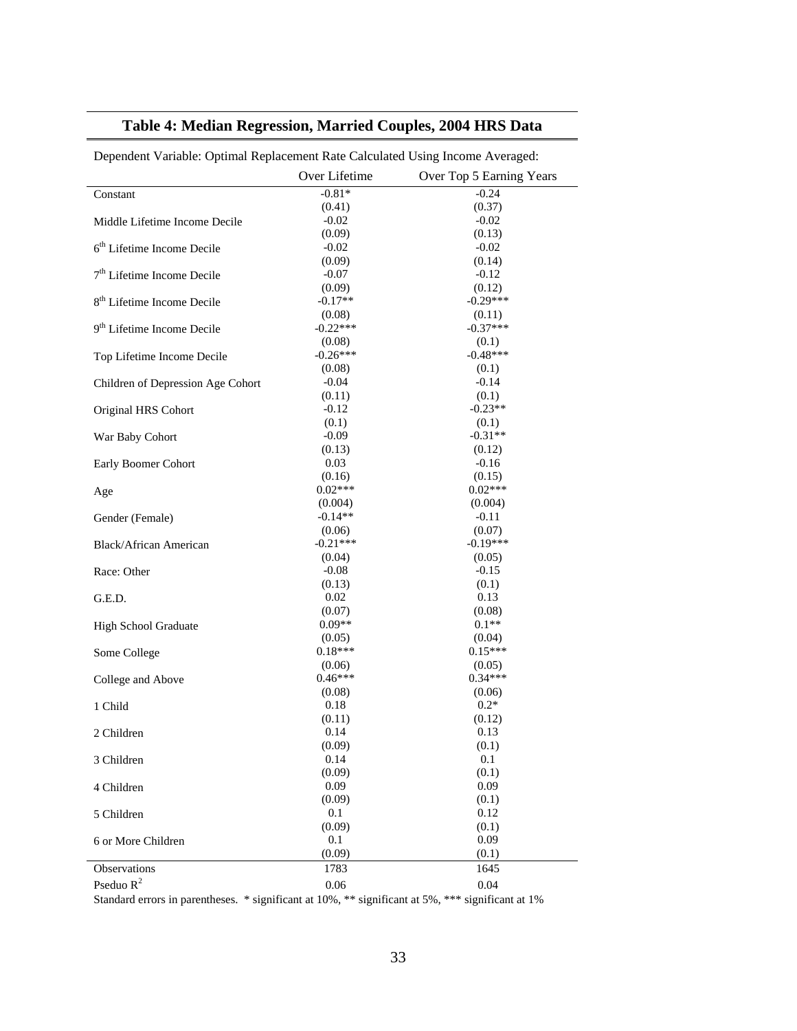## Table 4: Median Regression, Married Couples, 2004 HRS Data

| Dependent Variable: Optimal Replacement Rate Calculated Using Income Averaged: | Over Lifetime | Over Top 5 Earning Years |
|---|---|---|
| Constant | -0.81* | -0.24 |
| | (0.41) | (0.37) |
| Middle Lifetime Income Decile | -0.02 | -0.02 |
| | (0.09) | (0.13) |
| 6th Lifetime Income Decile | -0.02 | -0.02 |
| | (0.09) | (0.14) |
| 7th Lifetime Income Decile | -0.07 | -0.12 |
| | (0.09) | (0.12) |
| 8th Lifetime Income Decile | -0.17** | -0.29*** |
| | (0.08) | (0.11) |
| 9th Lifetime Income Decile | -0.22*** | -0.37*** |
| | (0.08) | (0.1) |
| Top Lifetime Income Decile | -0.26*** | -0.48*** |
| | (0.08) | (0.1) |
| Children of Depression Age Cohort | -0.04 | -0.14 |
| | (0.11) | (0.1) |
| Original HRS Cohort | -0.12 | -0.23** |
| | (0.1) | (0.1) |
| War Baby Cohort | -0.09 | -0.31** |
| | (0.13) | (0.12) |
| Early Boomer Cohort | 0.03 | -0.16 |
| | (0.16) | (0.15) |
| Age | 0.02*** | 0.02*** |
| | (0.004) | (0.004) |
| Gender (Female) | -0.14** | -0.11 |
| | (0.06) | (0.07) |
| Black/African American | -0.21*** | -0.19*** |
| | (0.04) | (0.05) |
| Race: Other | -0.08 | -0.15 |
| | (0.13) | (0.1) |
| G.E.D. | 0.02 | 0.13 |
| | (0.07) | (0.08) |
| High School Graduate | 0.09** | 0.1** |
| | (0.05) | (0.04) |
| Some College | 0.18*** | 0.15*** |
| | (0.06) | (0.05) |
| College and Above | 0.46*** | 0.34*** |
| | (0.08) | (0.06) |
| 1 Child | 0.18 | 0.2* |
| | (0.11) | (0.12) |
| 2 Children | 0.14 | 0.13 |
| | (0.09) | (0.1) |
| 3 Children | 0.14 | 0.1 |
| | (0.09) | (0.1) |
| 4 Children | 0.09 | 0.09 |
| | (0.09) | (0.1) |
| 5 Children | 0.1 | 0.12 |
| | (0.09) | (0.1) |
| 6 or More Children | 0.1 | 0.09 |
| | (0.09) | (0.1) |
| Observations | 1783 | 1645 |
| Pseduo $R^2$ | 0.06 | 0.04 |

Standard errors in parentheses. * significant at 10%, ** significant at 5%, *** significant at 1%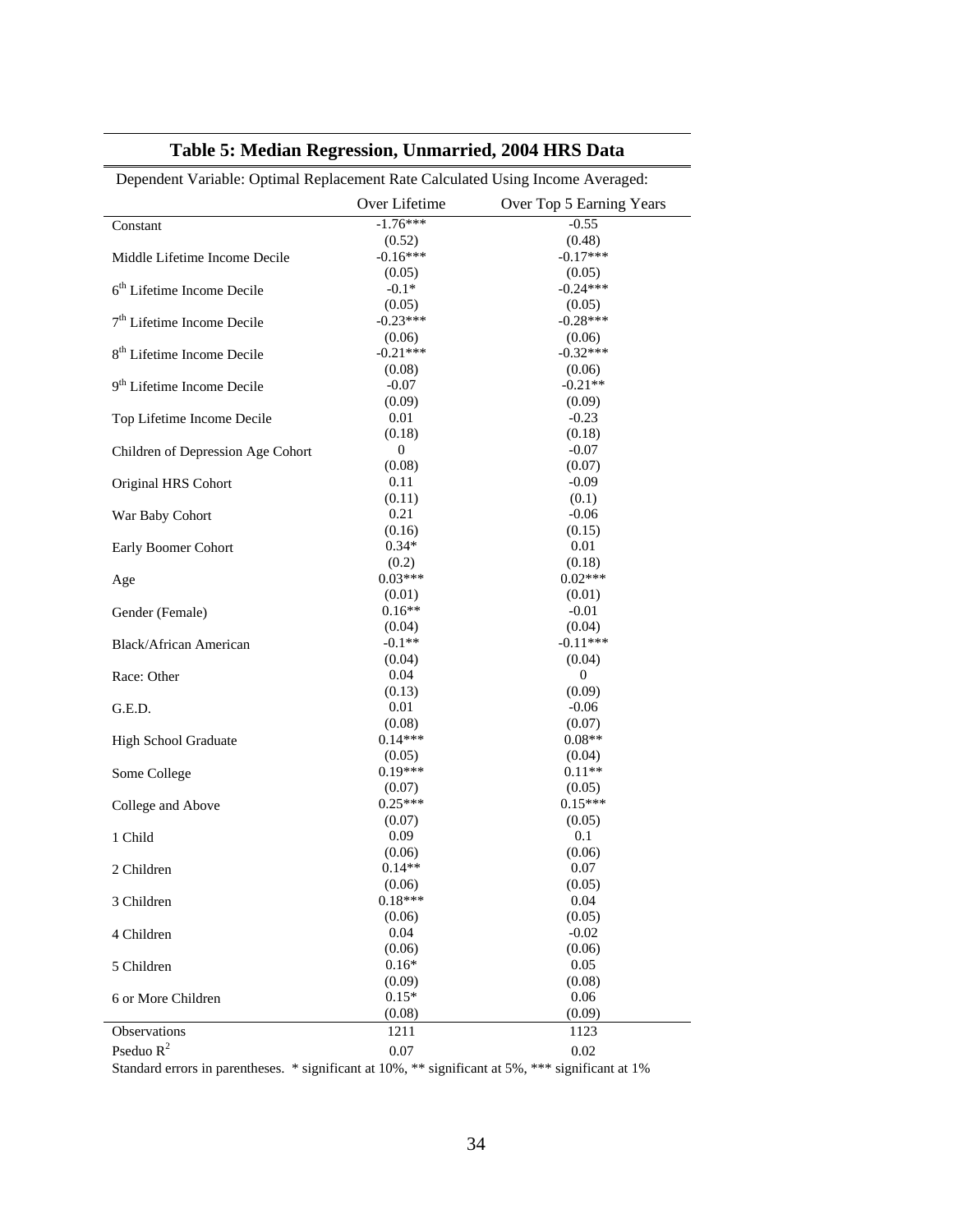## Table 5: Median Regression, Unmarried, 2004 HRS Data

| Dependent Variable: Optimal Replacement Rate Calculated Using Income Averaged: | Over Lifetime | Over Top 5 Earning Years |
|---|---|---|
| Constant | -1.76*** | -0.55 |
| | (0.52) | (0.48) |
| Middle Lifetime Income Decile | -0.16*** | -0.17*** |
| | (0.05) | (0.05) |
| 6th Lifetime Income Decile | -0.1* | -0.24*** |
| | (0.05) | (0.05) |
| 7th Lifetime Income Decile | -0.23*** | -0.28*** |
| | (0.06) | (0.06) |
| 8th Lifetime Income Decile | -0.21*** | -0.32*** |
| | (0.08) | (0.06) |
| 9th Lifetime Income Decile | -0.07 | -0.21** |
| | (0.09) | (0.09) |
| Top Lifetime Income Decile | 0.01 | -0.23 |
| | (0.18) | (0.18) |
| Children of Depression Age Cohort | 0 | -0.07 |
| | (0.08) | (0.07) |
| Original HRS Cohort | 0.11 | -0.09 |
| | (0.11) | (0.1) |
| War Baby Cohort | 0.21 | -0.06 |
| | (0.16) | (0.15) |
| Early Boomer Cohort | 0.34* | 0.01 |
| | (0.2) | (0.18) |
| Age | 0.03*** | 0.02*** |
| | (0.01) | (0.01) |
| Gender (Female) | 0.16** | -0.01 |
| | (0.04) | (0.04) |
| Black/African American | -0.1** | -0.11*** |
| | (0.04) | (0.04) |
| Race: Other | 0.04 | 0 |
| | (0.13) | (0.09) |
| G.E.D. | 0.01 | -0.06 |
| | (0.08) | (0.07) |
| High School Graduate | 0.14*** | 0.08** |
| | (0.05) | (0.04) |
| Some College | 0.19*** | 0.11** |
| | (0.07) | (0.05) |
| College and Above | 0.25*** | 0.15*** |
| | (0.07) | (0.05) |
| 1 Child | 0.09 | 0.1 |
| | (0.06) | (0.06) |
| 2 Children | 0.14** | 0.07 |
| | (0.06) | (0.05) |
| 3 Children | 0.18*** | 0.04 |
| | (0.06) | (0.05) |
| 4 Children | 0.04 | -0.02 |
| | (0.06) | (0.06) |
| 5 Children | 0.16* | 0.05 |
| | (0.09) | (0.08) |
| 6 or More Children | 0.15* | 0.06 |
| | (0.08) | (0.09) |
| Observations | 1211 | 1123 |
| Pseduo $R^2$ | 0.07 | 0.02 |

Standard errors in parentheses. * significant at 10%, ** significant at 5%, *** significant at 1%